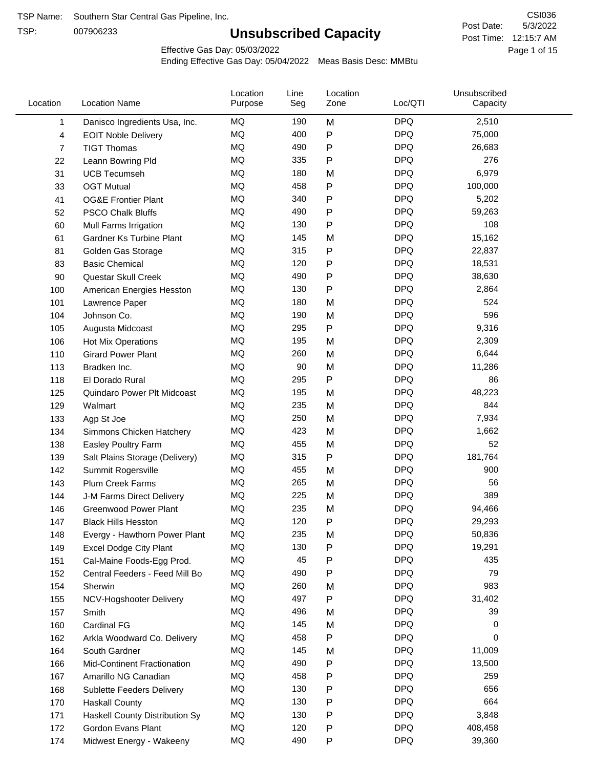TSP Name: Southern Star Central Gas Pipeline, Inc.

TSP: 007906233

# Unsubscribed Capacity

CSI036

Post Date: 5/3/2022

Post Time: 12:15:7 AM

Effective Gas Day: 05/03/2022

Ending Effective Gas Day: 05/04/2022 Meas Basis Desc: MMBtu

| Location | Location Name | Location Purpose | Line Seg | Location Zone | Loc/QTI | Unsubscribed Capacity |
|---|---|---|---|---|---|---|
| 1 | Danisco Ingredients Usa, Inc. | MQ | 190 | M | DPQ | 2,510 |
| 4 | EOIT Noble Delivery | MQ | 400 | P | DPQ | 75,000 |
| 7 | TIGT Thomas | MQ | 490 | P | DPQ | 26,683 |
| 22 | Leann Bowring Pld | MQ | 335 | P | DPQ | 276 |
| 31 | UCB Tecumseh | MQ | 180 | M | DPQ | 6,979 |
| 33 | OGT Mutual | MQ | 458 | P | DPQ | 100,000 |
| 41 | OG&E Frontier Plant | MQ | 340 | P | DPQ | 5,202 |
| 52 | PSCO Chalk Bluffs | MQ | 490 | P | DPQ | 59,263 |
| 60 | Mull Farms Irrigation | MQ | 130 | P | DPQ | 108 |
| 61 | Gardner Ks Turbine Plant | MQ | 145 | M | DPQ | 15,162 |
| 81 | Golden Gas Storage | MQ | 315 | P | DPQ | 22,837 |
| 83 | Basic Chemical | MQ | 120 | P | DPQ | 18,531 |
| 90 | Questar Skull Creek | MQ | 490 | P | DPQ | 38,630 |
| 100 | American Energies Hesston | MQ | 130 | P | DPQ | 2,864 |
| 101 | Lawrence Paper | MQ | 180 | M | DPQ | 524 |
| 104 | Johnson Co. | MQ | 190 | M | DPQ | 596 |
| 105 | Augusta Midcoast | MQ | 295 | P | DPQ | 9,316 |
| 106 | Hot Mix Operations | MQ | 195 | M | DPQ | 2,309 |
| 110 | Girard Power Plant | MQ | 260 | M | DPQ | 6,644 |
| 113 | Bradken Inc. | MQ | 90 | M | DPQ | 11,286 |
| 118 | El Dorado Rural | MQ | 295 | P | DPQ | 86 |
| 125 | Quindaro Power Plt Midcoast | MQ | 195 | M | DPQ | 48,223 |
| 129 | Walmart | MQ | 235 | M | DPQ | 844 |
| 133 | Agp St Joe | MQ | 250 | M | DPQ | 7,934 |
| 134 | Simmons Chicken Hatchery | MQ | 423 | M | DPQ | 1,662 |
| 138 | Easley Poultry Farm | MQ | 455 | M | DPQ | 52 |
| 139 | Salt Plains Storage (Delivery) | MQ | 315 | P | DPQ | 181,764 |
| 142 | Summit Rogersville | MQ | 455 | M | DPQ | 900 |
| 143 | Plum Creek Farms | MQ | 265 | M | DPQ | 56 |
| 144 | J-M Farms Direct Delivery | MQ | 225 | M | DPQ | 389 |
| 146 | Greenwood Power Plant | MQ | 235 | M | DPQ | 94,466 |
| 147 | Black Hills Hesston | MQ | 120 | P | DPQ | 29,293 |
| 148 | Evergy - Hawthorn Power Plant | MQ | 235 | M | DPQ | 50,836 |
| 149 | Excel Dodge City Plant | MQ | 130 | P | DPQ | 19,291 |
| 151 | Cal-Maine Foods-Egg Prod. | MQ | 45 | P | DPQ | 435 |
| 152 | Central Feeders - Feed Mill Bo | MQ | 490 | P | DPQ | 79 |
| 154 | Sherwin | MQ | 260 | M | DPQ | 983 |
| 155 | NCV-Hogshooter Delivery | MQ | 497 | P | DPQ | 31,402 |
| 157 | Smith | MQ | 496 | M | DPQ | 39 |
| 160 | Cardinal FG | MQ | 145 | M | DPQ | 0 |
| 162 | Arkla Woodward Co. Delivery | MQ | 458 | P | DPQ | 0 |
| 164 | South Gardner | MQ | 145 | M | DPQ | 11,009 |
| 166 | Mid-Continent Fractionation | MQ | 490 | P | DPQ | 13,500 |
| 167 | Amarillo NG Canadian | MQ | 458 | P | DPQ | 259 |
| 168 | Sublette Feeders Delivery | MQ | 130 | P | DPQ | 656 |
| 170 | Haskall County | MQ | 130 | P | DPQ | 664 |
| 171 | Haskall County Distribution Sy | MQ | 130 | P | DPQ | 3,848 |
| 172 | Gordon Evans Plant | MQ | 120 | P | DPQ | 408,458 |
| 174 | Midwest Energy - Wakeeny | MQ | 490 | P | DPQ | 39,360 |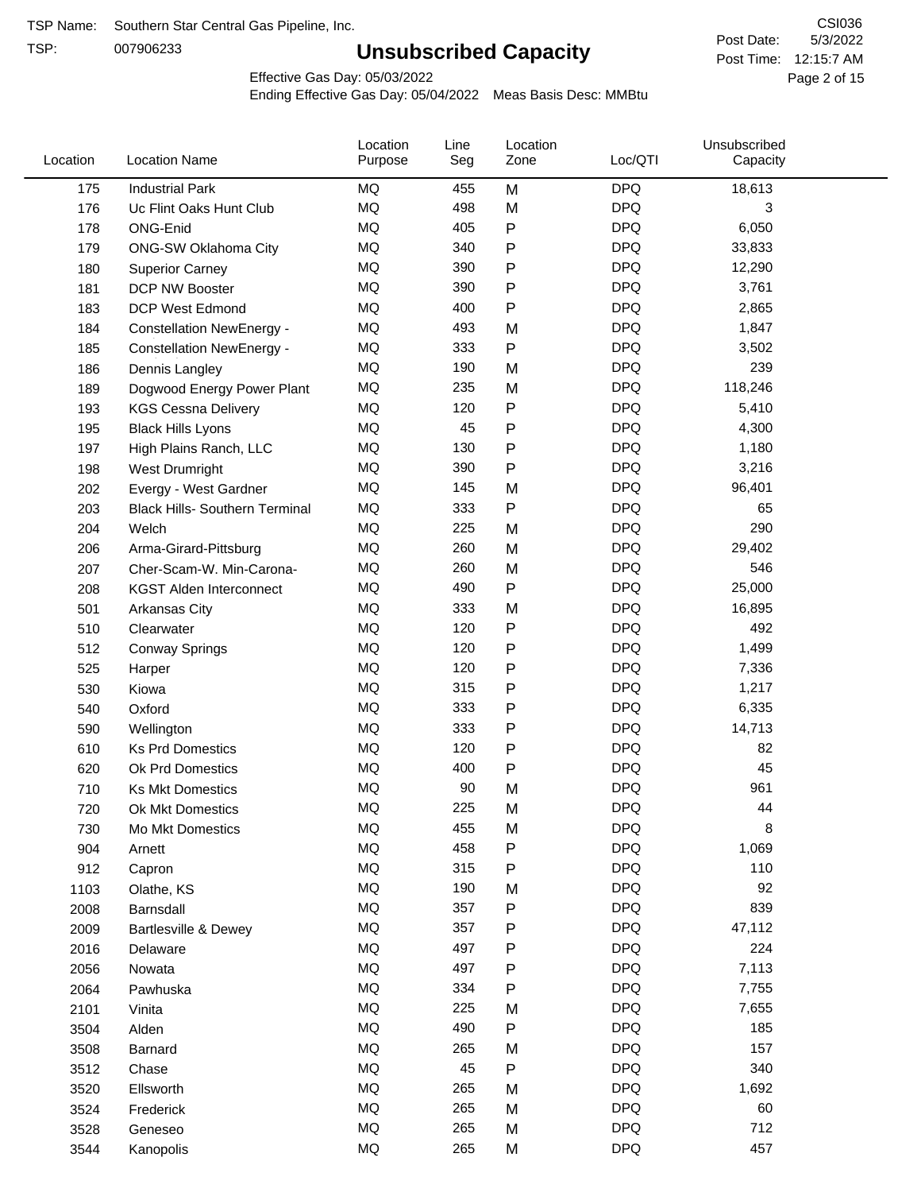TSP Name: Southern Star Central Gas Pipeline, Inc.

TSP: 007906233

# Unsubscribed Capacity

CSI036

Post Date: 5/3/2022

Post Time: 12:15:7 AM

Effective Gas Day: 05/03/2022

Ending Effective Gas Day: 05/04/2022 Meas Basis Desc: MMBtu

| Location | Location Name | Location Purpose | Line Seg | Location Zone | Loc/QTI | Unsubscribed Capacity |
|---|---|---|---|---|---|---|
| 175 | Industrial Park | MQ | 455 | M | DPQ | 18,613 |
| 176 | Uc Flint Oaks Hunt Club | MQ | 498 | M | DPQ | 3 |
| 178 | ONG-Enid | MQ | 405 | P | DPQ | 6,050 |
| 179 | ONG-SW Oklahoma City | MQ | 340 | P | DPQ | 33,833 |
| 180 | Superior Carney | MQ | 390 | P | DPQ | 12,290 |
| 181 | DCP NW Booster | MQ | 390 | P | DPQ | 3,761 |
| 183 | DCP West Edmond | MQ | 400 | P | DPQ | 2,865 |
| 184 | Constellation NewEnergy - | MQ | 493 | M | DPQ | 1,847 |
| 185 | Constellation NewEnergy - | MQ | 333 | P | DPQ | 3,502 |
| 186 | Dennis Langley | MQ | 190 | M | DPQ | 239 |
| 189 | Dogwood Energy Power Plant | MQ | 235 | M | DPQ | 118,246 |
| 193 | KGS Cessna Delivery | MQ | 120 | P | DPQ | 5,410 |
| 195 | Black Hills Lyons | MQ | 45 | P | DPQ | 4,300 |
| 197 | High Plains Ranch, LLC | MQ | 130 | P | DPQ | 1,180 |
| 198 | West Drumright | MQ | 390 | P | DPQ | 3,216 |
| 202 | Evergy - West Gardner | MQ | 145 | M | DPQ | 96,401 |
| 203 | Black Hills- Southern Terminal | MQ | 333 | P | DPQ | 65 |
| 204 | Welch | MQ | 225 | M | DPQ | 290 |
| 206 | Arma-Girard-Pittsburg | MQ | 260 | M | DPQ | 29,402 |
| 207 | Cher-Scam-W. Min-Carona- | MQ | 260 | M | DPQ | 546 |
| 208 | KGST Alden Interconnect | MQ | 490 | P | DPQ | 25,000 |
| 501 | Arkansas City | MQ | 333 | M | DPQ | 16,895 |
| 510 | Clearwater | MQ | 120 | P | DPQ | 492 |
| 512 | Conway Springs | MQ | 120 | P | DPQ | 1,499 |
| 525 | Harper | MQ | 120 | P | DPQ | 7,336 |
| 530 | Kiowa | MQ | 315 | P | DPQ | 1,217 |
| 540 | Oxford | MQ | 333 | P | DPQ | 6,335 |
| 590 | Wellington | MQ | 333 | P | DPQ | 14,713 |
| 610 | Ks Prd Domestics | MQ | 120 | P | DPQ | 82 |
| 620 | Ok Prd Domestics | MQ | 400 | P | DPQ | 45 |
| 710 | Ks Mkt Domestics | MQ | 90 | M | DPQ | 961 |
| 720 | Ok Mkt Domestics | MQ | 225 | M | DPQ | 44 |
| 730 | Mo Mkt Domestics | MQ | 455 | M | DPQ | 8 |
| 904 | Arnett | MQ | 458 | P | DPQ | 1,069 |
| 912 | Capron | MQ | 315 | P | DPQ | 110 |
| 1103 | Olathe, KS | MQ | 190 | M | DPQ | 92 |
| 2008 | Barnsdall | MQ | 357 | P | DPQ | 839 |
| 2009 | Bartlesville & Dewey | MQ | 357 | P | DPQ | 47,112 |
| 2016 | Delaware | MQ | 497 | P | DPQ | 224 |
| 2056 | Nowata | MQ | 497 | P | DPQ | 7,113 |
| 2064 | Pawhuska | MQ | 334 | P | DPQ | 7,755 |
| 2101 | Vinita | MQ | 225 | M | DPQ | 7,655 |
| 3504 | Alden | MQ | 490 | P | DPQ | 185 |
| 3508 | Barnard | MQ | 265 | M | DPQ | 157 |
| 3512 | Chase | MQ | 45 | P | DPQ | 340 |
| 3520 | Ellsworth | MQ | 265 | M | DPQ | 1,692 |
| 3524 | Frederick | MQ | 265 | M | DPQ | 60 |
| 3528 | Geneseo | MQ | 265 | M | DPQ | 712 |
| 3544 | Kanopolis | MQ | 265 | M | DPQ | 457 |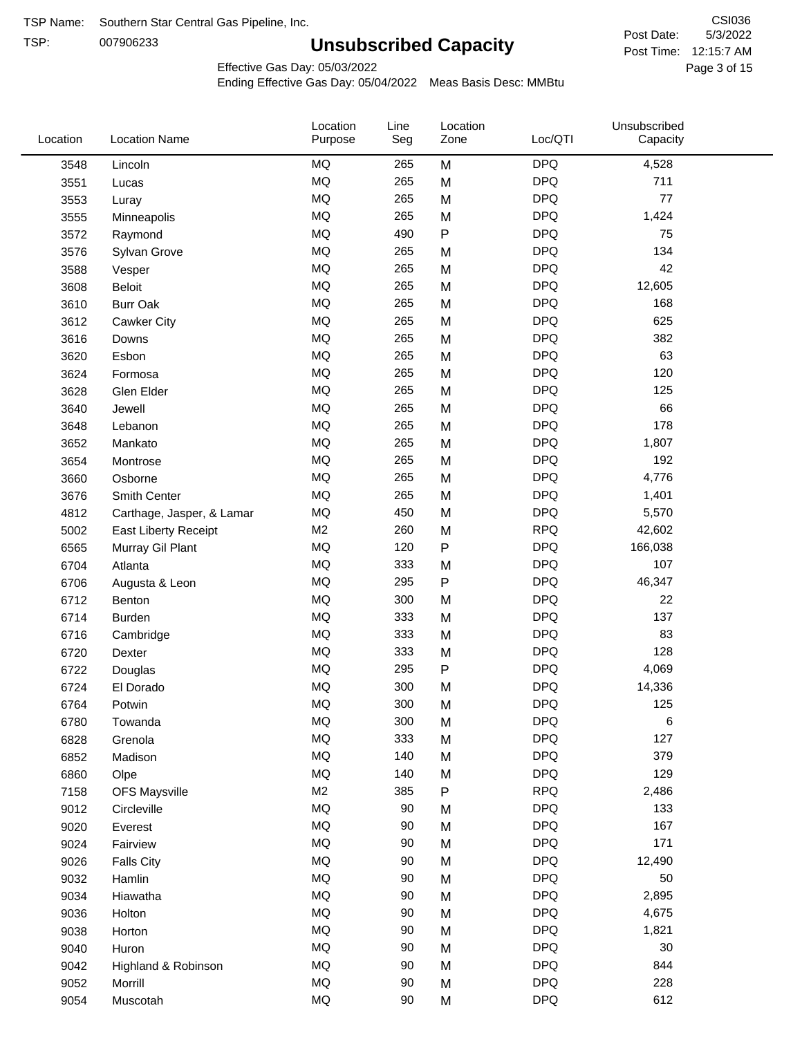TSP Name: Southern Star Central Gas Pipeline, Inc.

TSP: 007906233

# Unsubscribed Capacity

CSI036

Post Date: 5/3/2022

Post Time: 12:15:7 AM

Effective Gas Day: 05/03/2022

Ending Effective Gas Day: 05/04/2022 Meas Basis Desc: MMBtu

| Location | Location Name | Location Purpose | Line Seg | Location Zone | Loc/QTI | Unsubscribed Capacity |
|---|---|---|---|---|---|---|
| 3548 | Lincoln | MQ | 265 | M | DPQ | 4,528 |
| 3551 | Lucas | MQ | 265 | M | DPQ | 711 |
| 3553 | Luray | MQ | 265 | M | DPQ | 77 |
| 3555 | Minneapolis | MQ | 265 | M | DPQ | 1,424 |
| 3572 | Raymond | MQ | 490 | P | DPQ | 75 |
| 3576 | Sylvan Grove | MQ | 265 | M | DPQ | 134 |
| 3588 | Vesper | MQ | 265 | M | DPQ | 42 |
| 3608 | Beloit | MQ | 265 | M | DPQ | 12,605 |
| 3610 | Burr Oak | MQ | 265 | M | DPQ | 168 |
| 3612 | Cawker City | MQ | 265 | M | DPQ | 625 |
| 3616 | Downs | MQ | 265 | M | DPQ | 382 |
| 3620 | Esbon | MQ | 265 | M | DPQ | 63 |
| 3624 | Formosa | MQ | 265 | M | DPQ | 120 |
| 3628 | Glen Elder | MQ | 265 | M | DPQ | 125 |
| 3640 | Jewell | MQ | 265 | M | DPQ | 66 |
| 3648 | Lebanon | MQ | 265 | M | DPQ | 178 |
| 3652 | Mankato | MQ | 265 | M | DPQ | 1,807 |
| 3654 | Montrose | MQ | 265 | M | DPQ | 192 |
| 3660 | Osborne | MQ | 265 | M | DPQ | 4,776 |
| 3676 | Smith Center | MQ | 265 | M | DPQ | 1,401 |
| 4812 | Carthage, Jasper, & Lamar | MQ | 450 | M | DPQ | 5,570 |
| 5002 | East Liberty Receipt | M2 | 260 | M | RPQ | 42,602 |
| 6565 | Murray Gil Plant | MQ | 120 | P | DPQ | 166,038 |
| 6704 | Atlanta | MQ | 333 | M | DPQ | 107 |
| 6706 | Augusta & Leon | MQ | 295 | P | DPQ | 46,347 |
| 6712 | Benton | MQ | 300 | M | DPQ | 22 |
| 6714 | Burden | MQ | 333 | M | DPQ | 137 |
| 6716 | Cambridge | MQ | 333 | M | DPQ | 83 |
| 6720 | Dexter | MQ | 333 | M | DPQ | 128 |
| 6722 | Douglas | MQ | 295 | P | DPQ | 4,069 |
| 6724 | El Dorado | MQ | 300 | M | DPQ | 14,336 |
| 6764 | Potwin | MQ | 300 | M | DPQ | 125 |
| 6780 | Towanda | MQ | 300 | M | DPQ | 6 |
| 6828 | Grenola | MQ | 333 | M | DPQ | 127 |
| 6852 | Madison | MQ | 140 | M | DPQ | 379 |
| 6860 | Olpe | MQ | 140 | M | DPQ | 129 |
| 7158 | OFS Maysville | M2 | 385 | P | RPQ | 2,486 |
| 9012 | Circleville | MQ | 90 | M | DPQ | 133 |
| 9020 | Everest | MQ | 90 | M | DPQ | 167 |
| 9024 | Fairview | MQ | 90 | M | DPQ | 171 |
| 9026 | Falls City | MQ | 90 | M | DPQ | 12,490 |
| 9032 | Hamlin | MQ | 90 | M | DPQ | 50 |
| 9034 | Hiawatha | MQ | 90 | M | DPQ | 2,895 |
| 9036 | Holton | MQ | 90 | M | DPQ | 4,675 |
| 9038 | Horton | MQ | 90 | M | DPQ | 1,821 |
| 9040 | Huron | MQ | 90 | M | DPQ | 30 |
| 9042 | Highland & Robinson | MQ | 90 | M | DPQ | 844 |
| 9052 | Morrill | MQ | 90 | M | DPQ | 228 |
| 9054 | Muscotah | MQ | 90 | M | DPQ | 612 |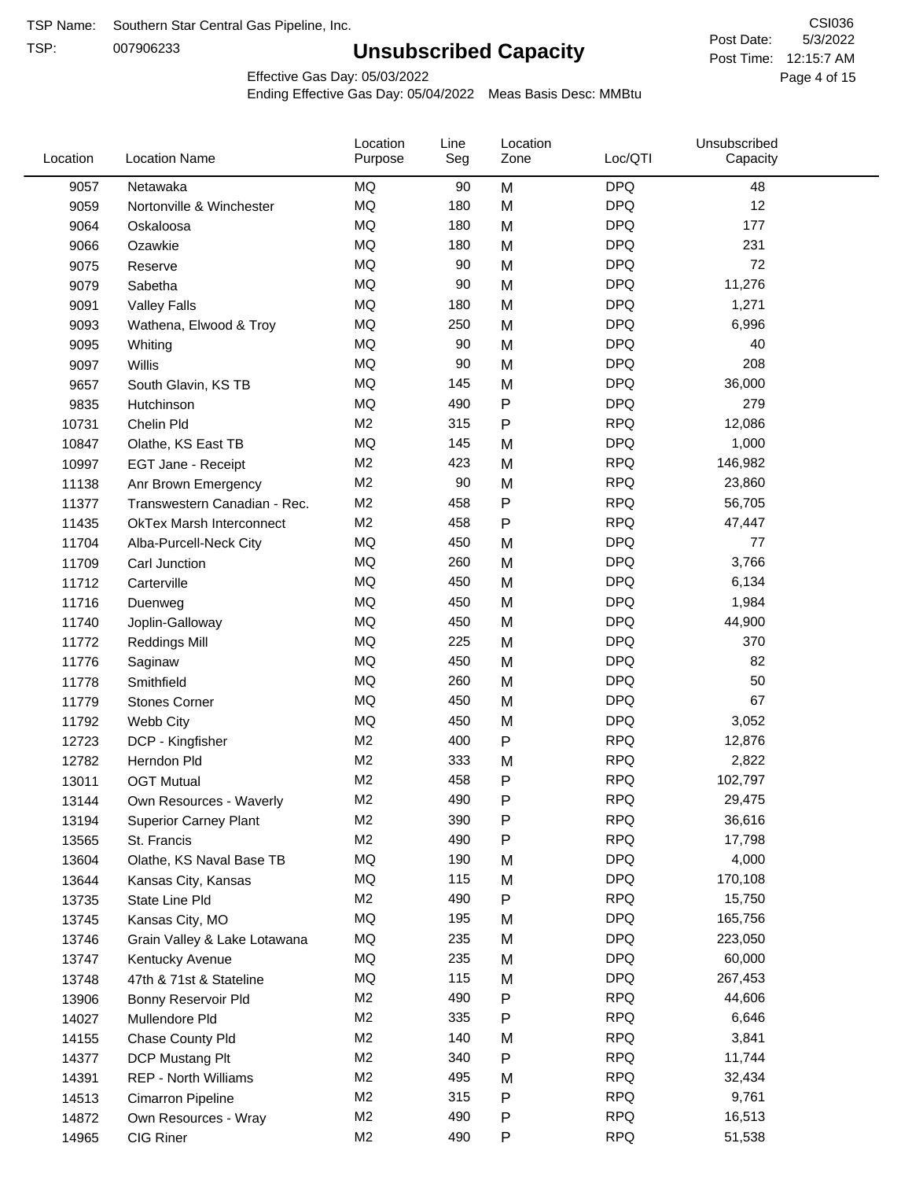TSP Name: Southern Star Central Gas Pipeline, Inc.

TSP: 007906233

# Unsubscribed Capacity

CSI036

Post Date: 5/3/2022

Post Time: 12:15:7 AM

Effective Gas Day: 05/03/2022

Ending Effective Gas Day: 05/04/2022 Meas Basis Desc: MMBtu

| Location | Location Name | Location Purpose | Line Seg | Location Zone | Loc/QTI | Unsubscribed Capacity |
|---|---|---|---|---|---|---|
| 9057 | Netawaka | MQ | 90 | M | DPQ | 48 |
| 9059 | Nortonville & Winchester | MQ | 180 | M | DPQ | 12 |
| 9064 | Oskaloosa | MQ | 180 | M | DPQ | 177 |
| 9066 | Ozawkie | MQ | 180 | M | DPQ | 231 |
| 9075 | Reserve | MQ | 90 | M | DPQ | 72 |
| 9079 | Sabetha | MQ | 90 | M | DPQ | 11,276 |
| 9091 | Valley Falls | MQ | 180 | M | DPQ | 1,271 |
| 9093 | Wathena, Elwood & Troy | MQ | 250 | M | DPQ | 6,996 |
| 9095 | Whiting | MQ | 90 | M | DPQ | 40 |
| 9097 | Willis | MQ | 90 | M | DPQ | 208 |
| 9657 | South Glavin, KS TB | MQ | 145 | M | DPQ | 36,000 |
| 9835 | Hutchinson | MQ | 490 | P | DPQ | 279 |
| 10731 | Chelin Pld | M2 | 315 | P | RPQ | 12,086 |
| 10847 | Olathe, KS East TB | MQ | 145 | M | DPQ | 1,000 |
| 10997 | EGT Jane - Receipt | M2 | 423 | M | RPQ | 146,982 |
| 11138 | Anr Brown Emergency | M2 | 90 | M | RPQ | 23,860 |
| 11377 | Transwestern Canadian - Rec. | M2 | 458 | P | RPQ | 56,705 |
| 11435 | OkTex Marsh Interconnect | M2 | 458 | P | RPQ | 47,447 |
| 11704 | Alba-Purcell-Neck City | MQ | 450 | M | DPQ | 77 |
| 11709 | Carl Junction | MQ | 260 | M | DPQ | 3,766 |
| 11712 | Carterville | MQ | 450 | M | DPQ | 6,134 |
| 11716 | Duenweg | MQ | 450 | M | DPQ | 1,984 |
| 11740 | Joplin-Galloway | MQ | 450 | M | DPQ | 44,900 |
| 11772 | Reddings Mill | MQ | 225 | M | DPQ | 370 |
| 11776 | Saginaw | MQ | 450 | M | DPQ | 82 |
| 11778 | Smithfield | MQ | 260 | M | DPQ | 50 |
| 11779 | Stones Corner | MQ | 450 | M | DPQ | 67 |
| 11792 | Webb City | MQ | 450 | M | DPQ | 3,052 |
| 12723 | DCP - Kingfisher | M2 | 400 | P | RPQ | 12,876 |
| 12782 | Herndon Pld | M2 | 333 | M | RPQ | 2,822 |
| 13011 | OGT Mutual | M2 | 458 | P | RPQ | 102,797 |
| 13144 | Own Resources - Waverly | M2 | 490 | P | RPQ | 29,475 |
| 13194 | Superior Carney Plant | M2 | 390 | P | RPQ | 36,616 |
| 13565 | St. Francis | M2 | 490 | P | RPQ | 17,798 |
| 13604 | Olathe, KS Naval Base TB | MQ | 190 | M | DPQ | 4,000 |
| 13644 | Kansas City, Kansas | MQ | 115 | M | DPQ | 170,108 |
| 13735 | State Line Pld | M2 | 490 | P | RPQ | 15,750 |
| 13745 | Kansas City, MO | MQ | 195 | M | DPQ | 165,756 |
| 13746 | Grain Valley & Lake Lotawana | MQ | 235 | M | DPQ | 223,050 |
| 13747 | Kentucky Avenue | MQ | 235 | M | DPQ | 60,000 |
| 13748 | 47th & 71st & Stateline | MQ | 115 | M | DPQ | 267,453 |
| 13906 | Bonny Reservoir Pld | M2 | 490 | P | RPQ | 44,606 |
| 14027 | Mullendore Pld | M2 | 335 | P | RPQ | 6,646 |
| 14155 | Chase County Pld | M2 | 140 | M | RPQ | 3,841 |
| 14377 | DCP Mustang Plt | M2 | 340 | P | RPQ | 11,744 |
| 14391 | REP - North Williams | M2 | 495 | M | RPQ | 32,434 |
| 14513 | Cimarron Pipeline | M2 | 315 | P | RPQ | 9,761 |
| 14872 | Own Resources - Wray | M2 | 490 | P | RPQ | 16,513 |
| 14965 | CIG Riner | M2 | 490 | P | RPQ | 51,538 |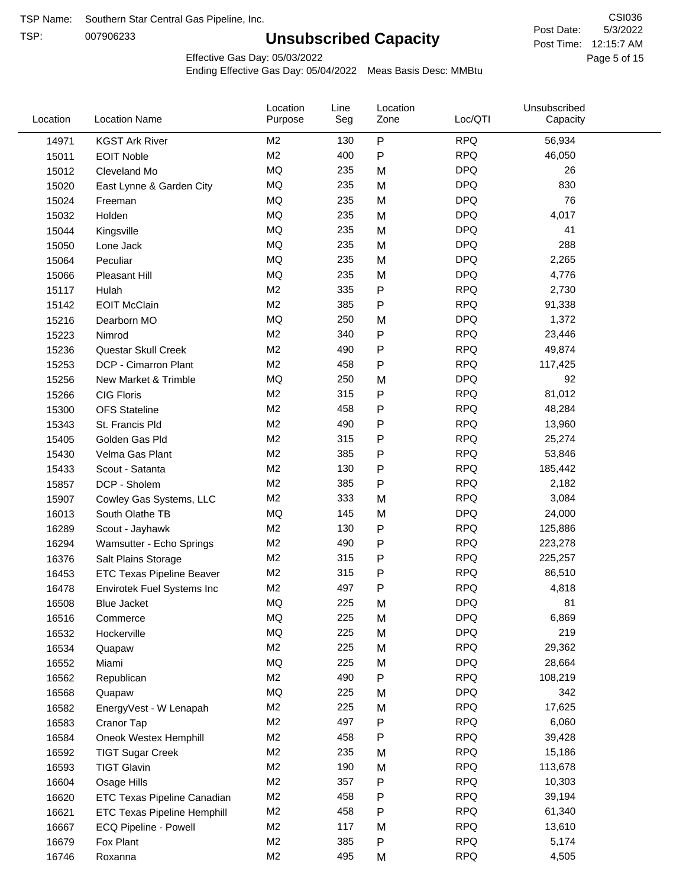TSP Name: Southern Star Central Gas Pipeline, Inc.

TSP: 007906233

# Unsubscribed Capacity

CSI036

Post Date: 5/3/2022

Post Time: 12:15:7 AM

Effective Gas Day: 05/03/2022

Ending Effective Gas Day: 05/04/2022 Meas Basis Desc: MMBtu

| Location | Location Name | Location Purpose | Line Seg | Location Zone | Loc/QTI | Unsubscribed Capacity |
|---|---|---|---|---|---|---|
| 14971 | KGST Ark River | M2 | 130 | P | RPQ | 56,934 |
| 15011 | EOIT Noble | M2 | 400 | P | RPQ | 46,050 |
| 15012 | Cleveland Mo | MQ | 235 | M | DPQ | 26 |
| 15020 | East Lynne & Garden City | MQ | 235 | M | DPQ | 830 |
| 15024 | Freeman | MQ | 235 | M | DPQ | 76 |
| 15032 | Holden | MQ | 235 | M | DPQ | 4,017 |
| 15044 | Kingsville | MQ | 235 | M | DPQ | 41 |
| 15050 | Lone Jack | MQ | 235 | M | DPQ | 288 |
| 15064 | Peculiar | MQ | 235 | M | DPQ | 2,265 |
| 15066 | Pleasant Hill | MQ | 235 | M | DPQ | 4,776 |
| 15117 | Hulah | M2 | 335 | P | RPQ | 2,730 |
| 15142 | EOIT McClain | M2 | 385 | P | RPQ | 91,338 |
| 15216 | Dearborn MO | MQ | 250 | M | DPQ | 1,372 |
| 15223 | Nimrod | M2 | 340 | P | RPQ | 23,446 |
| 15236 | Questar Skull Creek | M2 | 490 | P | RPQ | 49,874 |
| 15253 | DCP - Cimarron Plant | M2 | 458 | P | RPQ | 117,425 |
| 15256 | New Market & Trimble | MQ | 250 | M | DPQ | 92 |
| 15266 | CIG Floris | M2 | 315 | P | RPQ | 81,012 |
| 15300 | OFS Stateline | M2 | 458 | P | RPQ | 48,284 |
| 15343 | St. Francis Pld | M2 | 490 | P | RPQ | 13,960 |
| 15405 | Golden Gas Pld | M2 | 315 | P | RPQ | 25,274 |
| 15430 | Velma Gas Plant | M2 | 385 | P | RPQ | 53,846 |
| 15433 | Scout - Satanta | M2 | 130 | P | RPQ | 185,442 |
| 15857 | DCP - Sholem | M2 | 385 | P | RPQ | 2,182 |
| 15907 | Cowley Gas Systems, LLC | M2 | 333 | M | RPQ | 3,084 |
| 16013 | South Olathe TB | MQ | 145 | M | DPQ | 24,000 |
| 16289 | Scout - Jayhawk | M2 | 130 | P | RPQ | 125,886 |
| 16294 | Wamsutter - Echo Springs | M2 | 490 | P | RPQ | 223,278 |
| 16376 | Salt Plains Storage | M2 | 315 | P | RPQ | 225,257 |
| 16453 | ETC Texas Pipeline Beaver | M2 | 315 | P | RPQ | 86,510 |
| 16478 | Envirotek Fuel Systems Inc | M2 | 497 | P | RPQ | 4,818 |
| 16508 | Blue Jacket | MQ | 225 | M | DPQ | 81 |
| 16516 | Commerce | MQ | 225 | M | DPQ | 6,869 |
| 16532 | Hockerville | MQ | 225 | M | DPQ | 219 |
| 16534 | Quapaw | M2 | 225 | M | RPQ | 29,362 |
| 16552 | Miami | MQ | 225 | M | DPQ | 28,664 |
| 16562 | Republican | M2 | 490 | P | RPQ | 108,219 |
| 16568 | Quapaw | MQ | 225 | M | DPQ | 342 |
| 16582 | EnergyVest - W Lenapah | M2 | 225 | M | RPQ | 17,625 |
| 16583 | Cranor Tap | M2 | 497 | P | RPQ | 6,060 |
| 16584 | Oneok Westex Hemphill | M2 | 458 | P | RPQ | 39,428 |
| 16592 | TIGT Sugar Creek | M2 | 235 | M | RPQ | 15,186 |
| 16593 | TIGT Glavin | M2 | 190 | M | RPQ | 113,678 |
| 16604 | Osage Hills | M2 | 357 | P | RPQ | 10,303 |
| 16620 | ETC Texas Pipeline Canadian | M2 | 458 | P | RPQ | 39,194 |
| 16621 | ETC Texas Pipeline Hemphill | M2 | 458 | P | RPQ | 61,340 |
| 16667 | ECQ Pipeline - Powell | M2 | 117 | M | RPQ | 13,610 |
| 16679 | Fox Plant | M2 | 385 | P | RPQ | 5,174 |
| 16746 | Roxanna | M2 | 495 | M | RPQ | 4,505 |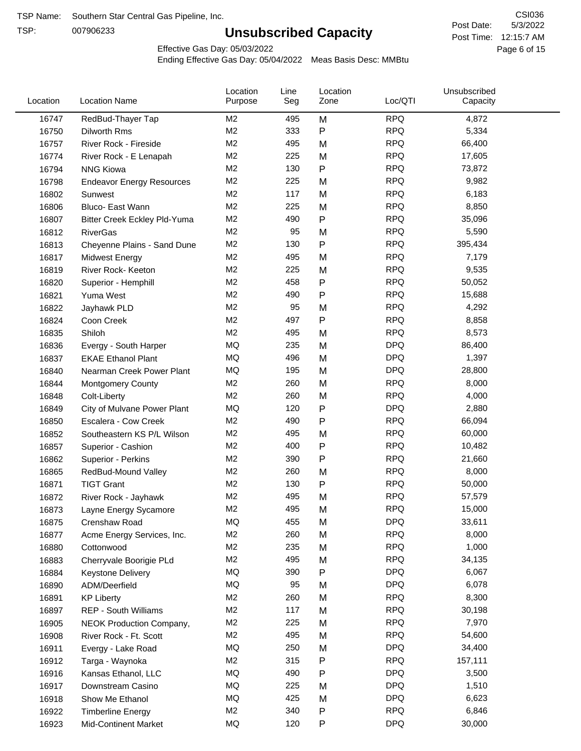TSP Name: Southern Star Central Gas Pipeline, Inc.

TSP: 007906233

# Unsubscribed Capacity

CSI036

Post Date: 5/3/2022

Post Time: 12:15:7 AM

Effective Gas Day: 05/03/2022

Ending Effective Gas Day: 05/04/2022 Meas Basis Desc: MMBtu

| Location | Location Name | Location Purpose | Line Seg | Location Zone | Loc/QTI | Unsubscribed Capacity |
|---|---|---|---|---|---|---|
| 16747 | RedBud-Thayer Tap | M2 | 495 | M | RPQ | 4,872 |
| 16750 | Dilworth Rms | M2 | 333 | P | RPQ | 5,334 |
| 16757 | River Rock - Fireside | M2 | 495 | M | RPQ | 66,400 |
| 16774 | River Rock - E Lenapah | M2 | 225 | M | RPQ | 17,605 |
| 16794 | NNG Kiowa | M2 | 130 | P | RPQ | 73,872 |
| 16798 | Endeavor Energy Resources | M2 | 225 | M | RPQ | 9,982 |
| 16802 | Sunwest | M2 | 117 | M | RPQ | 6,183 |
| 16806 | Bluco- East Wann | M2 | 225 | M | RPQ | 8,850 |
| 16807 | Bitter Creek Eckley Pld-Yuma | M2 | 490 | P | RPQ | 35,096 |
| 16812 | RiverGas | M2 | 95 | M | RPQ | 5,590 |
| 16813 | Cheyenne Plains - Sand Dune | M2 | 130 | P | RPQ | 395,434 |
| 16817 | Midwest Energy | M2 | 495 | M | RPQ | 7,179 |
| 16819 | River Rock- Keeton | M2 | 225 | M | RPQ | 9,535 |
| 16820 | Superior - Hemphill | M2 | 458 | P | RPQ | 50,052 |
| 16821 | Yuma West | M2 | 490 | P | RPQ | 15,688 |
| 16822 | Jayhawk PLD | M2 | 95 | M | RPQ | 4,292 |
| 16824 | Coon Creek | M2 | 497 | P | RPQ | 8,858 |
| 16835 | Shiloh | M2 | 495 | M | RPQ | 8,573 |
| 16836 | Evergy - South Harper | MQ | 235 | M | DPQ | 86,400 |
| 16837 | EKAE Ethanol Plant | MQ | 496 | M | DPQ | 1,397 |
| 16840 | Nearman Creek Power Plant | MQ | 195 | M | DPQ | 28,800 |
| 16844 | Montgomery County | M2 | 260 | M | RPQ | 8,000 |
| 16848 | Colt-Liberty | M2 | 260 | M | RPQ | 4,000 |
| 16849 | City of Mulvane Power Plant | MQ | 120 | P | DPQ | 2,880 |
| 16850 | Escalera - Cow Creek | M2 | 490 | P | RPQ | 66,094 |
| 16852 | Southeastern KS P/L Wilson | M2 | 495 | M | RPQ | 60,000 |
| 16857 | Superior - Cashion | M2 | 400 | P | RPQ | 10,482 |
| 16862 | Superior - Perkins | M2 | 390 | P | RPQ | 21,660 |
| 16865 | RedBud-Mound Valley | M2 | 260 | M | RPQ | 8,000 |
| 16871 | TIGT Grant | M2 | 130 | P | RPQ | 50,000 |
| 16872 | River Rock - Jayhawk | M2 | 495 | M | RPQ | 57,579 |
| 16873 | Layne Energy Sycamore | M2 | 495 | M | RPQ | 15,000 |
| 16875 | Crenshaw Road | MQ | 455 | M | DPQ | 33,611 |
| 16877 | Acme Energy Services, Inc. | M2 | 260 | M | RPQ | 8,000 |
| 16880 | Cottonwood | M2 | 235 | M | RPQ | 1,000 |
| 16883 | Cherryvale Boorigie PLd | M2 | 495 | M | RPQ | 34,135 |
| 16884 | Keystone Delivery | MQ | 390 | P | DPQ | 6,067 |
| 16890 | ADM/Deerfield | MQ | 95 | M | DPQ | 6,078 |
| 16891 | KP Liberty | M2 | 260 | M | RPQ | 8,300 |
| 16897 | REP - South Williams | M2 | 117 | M | RPQ | 30,198 |
| 16905 | NEOK Production Company, | M2 | 225 | M | RPQ | 7,970 |
| 16908 | River Rock - Ft. Scott | M2 | 495 | M | RPQ | 54,600 |
| 16911 | Evergy - Lake Road | MQ | 250 | M | DPQ | 34,400 |
| 16912 | Targa - Waynoka | M2 | 315 | P | RPQ | 157,111 |
| 16916 | Kansas Ethanol, LLC | MQ | 490 | P | DPQ | 3,500 |
| 16917 | Downstream Casino | MQ | 225 | M | DPQ | 1,510 |
| 16918 | Show Me Ethanol | MQ | 425 | M | DPQ | 6,623 |
| 16922 | Timberline Energy | M2 | 340 | P | RPQ | 6,846 |
| 16923 | Mid-Continent Market | MQ | 120 | P | DPQ | 30,000 |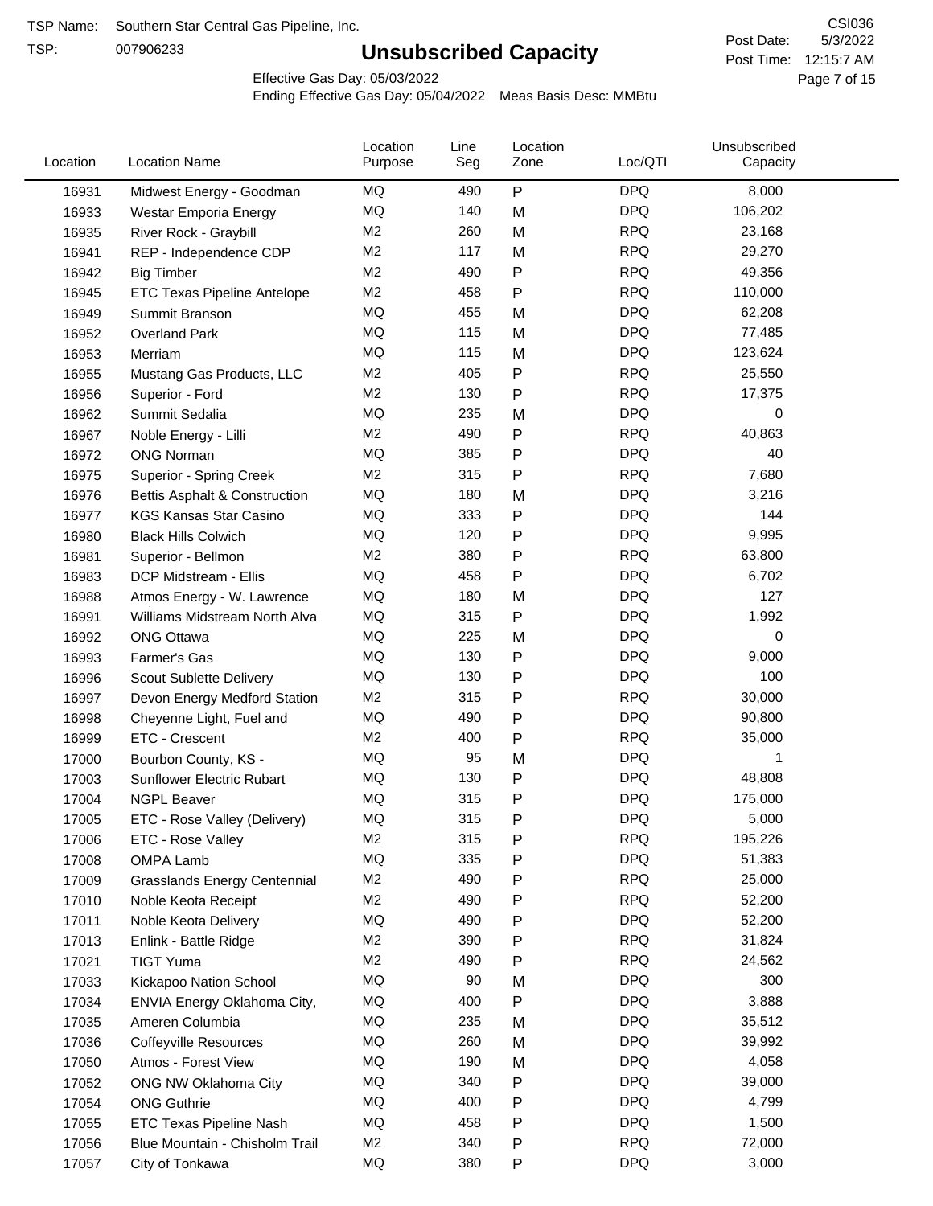TSP Name: Southern Star Central Gas Pipeline, Inc.

TSP: 007906233

# Unsubscribed Capacity

CSI036

Post Date: 5/3/2022

Post Time: 12:15:7 AM

Effective Gas Day: 05/03/2022

Ending Effective Gas Day: 05/04/2022 Meas Basis Desc: MMBtu

| Location | Location Name | Location Purpose | Line Seg | Location Zone | Loc/QTI | Unsubscribed Capacity |
|---|---|---|---|---|---|---|
| 16931 | Midwest Energy - Goodman | MQ | 490 | P | DPQ | 8,000 |
| 16933 | Westar Emporia Energy | MQ | 140 | M | DPQ | 106,202 |
| 16935 | River Rock - Graybill | M2 | 260 | M | RPQ | 23,168 |
| 16941 | REP - Independence CDP | M2 | 117 | M | RPQ | 29,270 |
| 16942 | Big Timber | M2 | 490 | P | RPQ | 49,356 |
| 16945 | ETC Texas Pipeline Antelope | M2 | 458 | P | RPQ | 110,000 |
| 16949 | Summit Branson | MQ | 455 | M | DPQ | 62,208 |
| 16952 | Overland Park | MQ | 115 | M | DPQ | 77,485 |
| 16953 | Merriam | MQ | 115 | M | DPQ | 123,624 |
| 16955 | Mustang Gas Products, LLC | M2 | 405 | P | RPQ | 25,550 |
| 16956 | Superior - Ford | M2 | 130 | P | RPQ | 17,375 |
| 16962 | Summit Sedalia | MQ | 235 | M | DPQ | 0 |
| 16967 | Noble Energy - Lilli | M2 | 490 | P | RPQ | 40,863 |
| 16972 | ONG Norman | MQ | 385 | P | DPQ | 40 |
| 16975 | Superior - Spring Creek | M2 | 315 | P | RPQ | 7,680 |
| 16976 | Bettis Asphalt & Construction | MQ | 180 | M | DPQ | 3,216 |
| 16977 | KGS Kansas Star Casino | MQ | 333 | P | DPQ | 144 |
| 16980 | Black Hills Colwich | MQ | 120 | P | DPQ | 9,995 |
| 16981 | Superior - Bellmon | M2 | 380 | P | RPQ | 63,800 |
| 16983 | DCP Midstream - Ellis | MQ | 458 | P | DPQ | 6,702 |
| 16988 | Atmos Energy - W. Lawrence | MQ | 180 | M | DPQ | 127 |
| 16991 | Williams Midstream North Alva | MQ | 315 | P | DPQ | 1,992 |
| 16992 | ONG Ottawa | MQ | 225 | M | DPQ | 0 |
| 16993 | Farmer's Gas | MQ | 130 | P | DPQ | 9,000 |
| 16996 | Scout Sublette Delivery | MQ | 130 | P | DPQ | 100 |
| 16997 | Devon Energy Medford Station | M2 | 315 | P | RPQ | 30,000 |
| 16998 | Cheyenne Light, Fuel and | MQ | 490 | P | DPQ | 90,800 |
| 16999 | ETC - Crescent | M2 | 400 | P | RPQ | 35,000 |
| 17000 | Bourbon County, KS - | MQ | 95 | M | DPQ | 1 |
| 17003 | Sunflower Electric Rubart | MQ | 130 | P | DPQ | 48,808 |
| 17004 | NGPL Beaver | MQ | 315 | P | DPQ | 175,000 |
| 17005 | ETC - Rose Valley (Delivery) | MQ | 315 | P | DPQ | 5,000 |
| 17006 | ETC - Rose Valley | M2 | 315 | P | RPQ | 195,226 |
| 17008 | OMPA Lamb | MQ | 335 | P | DPQ | 51,383 |
| 17009 | Grasslands Energy Centennial | M2 | 490 | P | RPQ | 25,000 |
| 17010 | Noble Keota Receipt | M2 | 490 | P | RPQ | 52,200 |
| 17011 | Noble Keota Delivery | MQ | 490 | P | DPQ | 52,200 |
| 17013 | Enlink - Battle Ridge | M2 | 390 | P | RPQ | 31,824 |
| 17021 | TIGT Yuma | M2 | 490 | P | RPQ | 24,562 |
| 17033 | Kickapoo Nation School | MQ | 90 | M | DPQ | 300 |
| 17034 | ENVIA Energy Oklahoma City, | MQ | 400 | P | DPQ | 3,888 |
| 17035 | Ameren Columbia | MQ | 235 | M | DPQ | 35,512 |
| 17036 | Coffeyville Resources | MQ | 260 | M | DPQ | 39,992 |
| 17050 | Atmos - Forest View | MQ | 190 | M | DPQ | 4,058 |
| 17052 | ONG NW Oklahoma City | MQ | 340 | P | DPQ | 39,000 |
| 17054 | ONG Guthrie | MQ | 400 | P | DPQ | 4,799 |
| 17055 | ETC Texas Pipeline Nash | MQ | 458 | P | DPQ | 1,500 |
| 17056 | Blue Mountain - Chisholm Trail | M2 | 340 | P | RPQ | 72,000 |
| 17057 | City of Tonkawa | MQ | 380 | P | DPQ | 3,000 |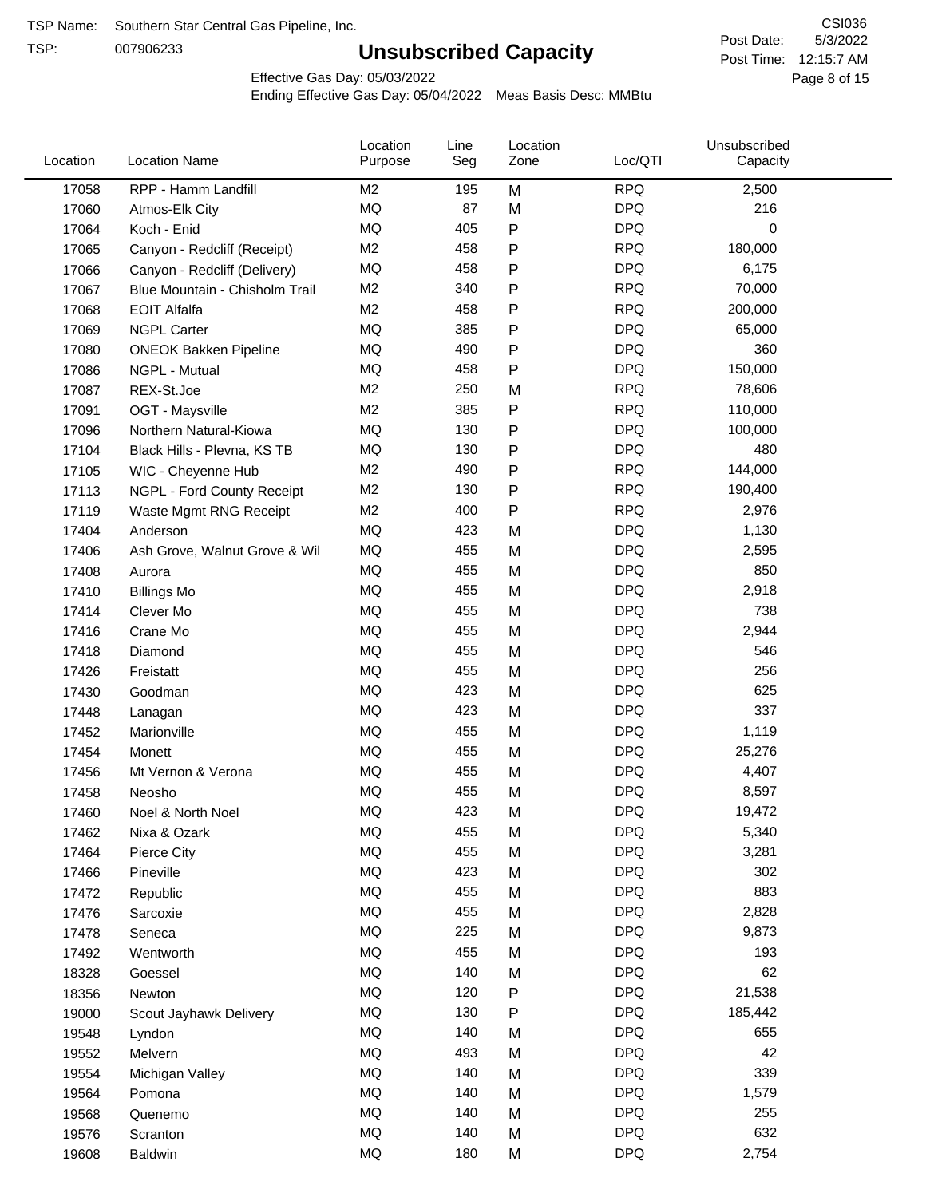TSP Name: Southern Star Central Gas Pipeline, Inc.

TSP: 007906233

# Unsubscribed Capacity

CSI036

Post Date: 5/3/2022

Post Time: 12:15:7 AM

Effective Gas Day: 05/03/2022

Ending Effective Gas Day: 05/04/2022 Meas Basis Desc: MMBtu

| Location | Location Name | Location Purpose | Line Seg | Location Zone | Loc/QTI | Unsubscribed Capacity |
|---|---|---|---|---|---|---|
| 17058 | RPP - Hamm Landfill | M2 | 195 | M | RPQ | 2,500 |
| 17060 | Atmos-Elk City | MQ | 87 | M | DPQ | 216 |
| 17064 | Koch - Enid | MQ | 405 | P | DPQ | 0 |
| 17065 | Canyon - Redcliff (Receipt) | M2 | 458 | P | RPQ | 180,000 |
| 17066 | Canyon - Redcliff (Delivery) | MQ | 458 | P | DPQ | 6,175 |
| 17067 | Blue Mountain - Chisholm Trail | M2 | 340 | P | RPQ | 70,000 |
| 17068 | EOIT Alfalfa | M2 | 458 | P | RPQ | 200,000 |
| 17069 | NGPL Carter | MQ | 385 | P | DPQ | 65,000 |
| 17080 | ONEOK Bakken Pipeline | MQ | 490 | P | DPQ | 360 |
| 17086 | NGPL - Mutual | MQ | 458 | P | DPQ | 150,000 |
| 17087 | REX-St.Joe | M2 | 250 | M | RPQ | 78,606 |
| 17091 | OGT - Maysville | M2 | 385 | P | RPQ | 110,000 |
| 17096 | Northern Natural-Kiowa | MQ | 130 | P | DPQ | 100,000 |
| 17104 | Black Hills - Plevna, KS TB | MQ | 130 | P | DPQ | 480 |
| 17105 | WIC - Cheyenne Hub | M2 | 490 | P | RPQ | 144,000 |
| 17113 | NGPL - Ford County Receipt | M2 | 130 | P | RPQ | 190,400 |
| 17119 | Waste Mgmt RNG Receipt | M2 | 400 | P | RPQ | 2,976 |
| 17404 | Anderson | MQ | 423 | M | DPQ | 1,130 |
| 17406 | Ash Grove, Walnut Grove & Wil | MQ | 455 | M | DPQ | 2,595 |
| 17408 | Aurora | MQ | 455 | M | DPQ | 850 |
| 17410 | Billings Mo | MQ | 455 | M | DPQ | 2,918 |
| 17414 | Clever Mo | MQ | 455 | M | DPQ | 738 |
| 17416 | Crane Mo | MQ | 455 | M | DPQ | 2,944 |
| 17418 | Diamond | MQ | 455 | M | DPQ | 546 |
| 17426 | Freistatt | MQ | 455 | M | DPQ | 256 |
| 17430 | Goodman | MQ | 423 | M | DPQ | 625 |
| 17448 | Lanagan | MQ | 423 | M | DPQ | 337 |
| 17452 | Marionville | MQ | 455 | M | DPQ | 1,119 |
| 17454 | Monett | MQ | 455 | M | DPQ | 25,276 |
| 17456 | Mt Vernon & Verona | MQ | 455 | M | DPQ | 4,407 |
| 17458 | Neosho | MQ | 455 | M | DPQ | 8,597 |
| 17460 | Noel & North Noel | MQ | 423 | M | DPQ | 19,472 |
| 17462 | Nixa & Ozark | MQ | 455 | M | DPQ | 5,340 |
| 17464 | Pierce City | MQ | 455 | M | DPQ | 3,281 |
| 17466 | Pineville | MQ | 423 | M | DPQ | 302 |
| 17472 | Republic | MQ | 455 | M | DPQ | 883 |
| 17476 | Sarcoxie | MQ | 455 | M | DPQ | 2,828 |
| 17478 | Seneca | MQ | 225 | M | DPQ | 9,873 |
| 17492 | Wentworth | MQ | 455 | M | DPQ | 193 |
| 18328 | Goessel | MQ | 140 | M | DPQ | 62 |
| 18356 | Newton | MQ | 120 | P | DPQ | 21,538 |
| 19000 | Scout Jayhawk Delivery | MQ | 130 | P | DPQ | 185,442 |
| 19548 | Lyndon | MQ | 140 | M | DPQ | 655 |
| 19552 | Melvern | MQ | 493 | M | DPQ | 42 |
| 19554 | Michigan Valley | MQ | 140 | M | DPQ | 339 |
| 19564 | Pomona | MQ | 140 | M | DPQ | 1,579 |
| 19568 | Quenemo | MQ | 140 | M | DPQ | 255 |
| 19576 | Scranton | MQ | 140 | M | DPQ | 632 |
| 19608 | Baldwin | MQ | 180 | M | DPQ | 2,754 |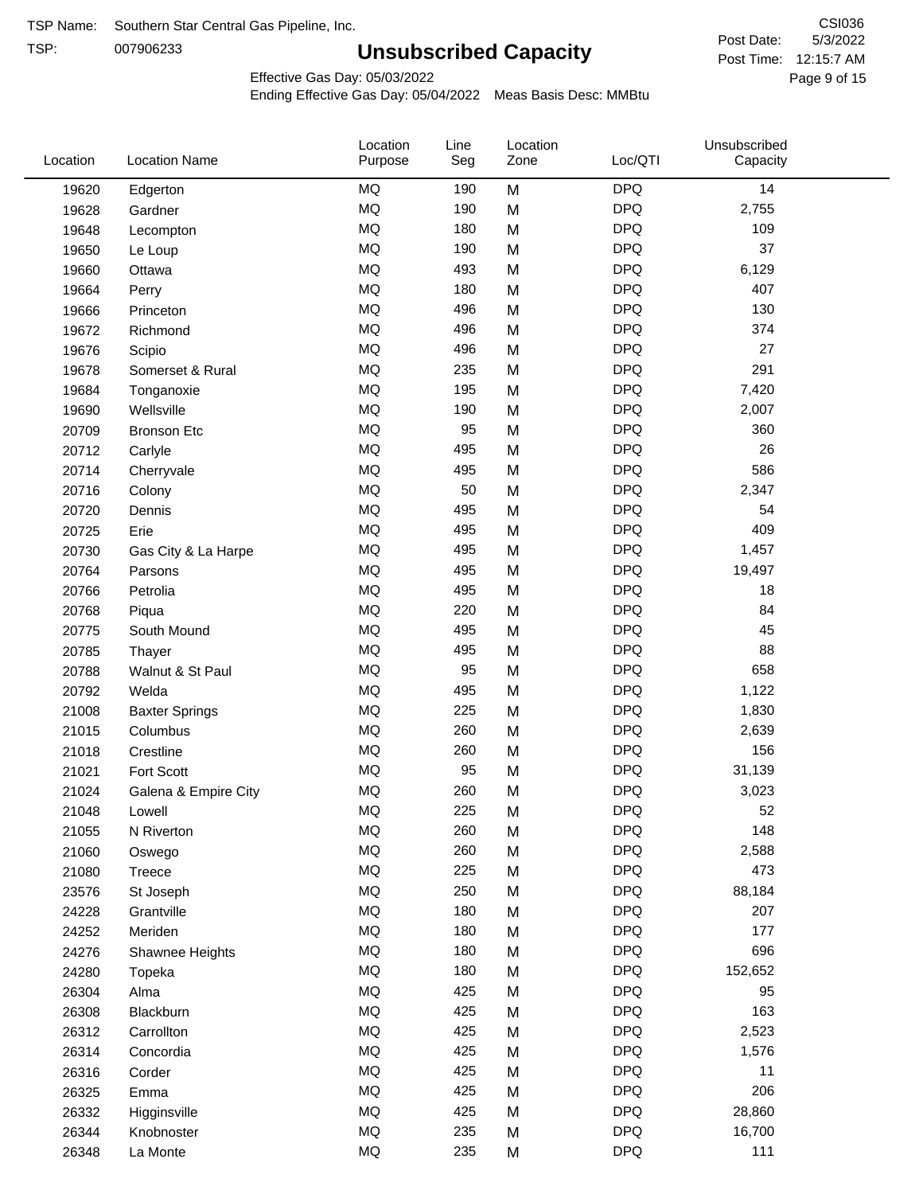TSP Name: Southern Star Central Gas Pipeline, Inc.

TSP: 007906233

# Unsubscribed Capacity

CSI036

Post Date: 5/3/2022

Post Time: 12:15:7 AM

Effective Gas Day: 05/03/2022

Ending Effective Gas Day: 05/04/2022 Meas Basis Desc: MMBtu

| Location | Location Name | Location Purpose | Line Seg | Location Zone | Loc/QTI | Unsubscribed Capacity |
|---|---|---|---|---|---|---|
| 19620 | Edgerton | MQ | 190 | M | DPQ | 14 |
| 19628 | Gardner | MQ | 190 | M | DPQ | 2,755 |
| 19648 | Lecompton | MQ | 180 | M | DPQ | 109 |
| 19650 | Le Loup | MQ | 190 | M | DPQ | 37 |
| 19660 | Ottawa | MQ | 493 | M | DPQ | 6,129 |
| 19664 | Perry | MQ | 180 | M | DPQ | 407 |
| 19666 | Princeton | MQ | 496 | M | DPQ | 130 |
| 19672 | Richmond | MQ | 496 | M | DPQ | 374 |
| 19676 | Scipio | MQ | 496 | M | DPQ | 27 |
| 19678 | Somerset & Rural | MQ | 235 | M | DPQ | 291 |
| 19684 | Tonganoxie | MQ | 195 | M | DPQ | 7,420 |
| 19690 | Wellsville | MQ | 190 | M | DPQ | 2,007 |
| 20709 | Bronson Etc | MQ | 95 | M | DPQ | 360 |
| 20712 | Carlyle | MQ | 495 | M | DPQ | 26 |
| 20714 | Cherryvale | MQ | 495 | M | DPQ | 586 |
| 20716 | Colony | MQ | 50 | M | DPQ | 2,347 |
| 20720 | Dennis | MQ | 495 | M | DPQ | 54 |
| 20725 | Erie | MQ | 495 | M | DPQ | 409 |
| 20730 | Gas City & La Harpe | MQ | 495 | M | DPQ | 1,457 |
| 20764 | Parsons | MQ | 495 | M | DPQ | 19,497 |
| 20766 | Petrolia | MQ | 495 | M | DPQ | 18 |
| 20768 | Piqua | MQ | 220 | M | DPQ | 84 |
| 20775 | South Mound | MQ | 495 | M | DPQ | 45 |
| 20785 | Thayer | MQ | 495 | M | DPQ | 88 |
| 20788 | Walnut & St Paul | MQ | 95 | M | DPQ | 658 |
| 20792 | Welda | MQ | 495 | M | DPQ | 1,122 |
| 21008 | Baxter Springs | MQ | 225 | M | DPQ | 1,830 |
| 21015 | Columbus | MQ | 260 | M | DPQ | 2,639 |
| 21018 | Crestline | MQ | 260 | M | DPQ | 156 |
| 21021 | Fort Scott | MQ | 95 | M | DPQ | 31,139 |
| 21024 | Galena & Empire City | MQ | 260 | M | DPQ | 3,023 |
| 21048 | Lowell | MQ | 225 | M | DPQ | 52 |
| 21055 | N Riverton | MQ | 260 | M | DPQ | 148 |
| 21060 | Oswego | MQ | 260 | M | DPQ | 2,588 |
| 21080 | Treece | MQ | 225 | M | DPQ | 473 |
| 23576 | St Joseph | MQ | 250 | M | DPQ | 88,184 |
| 24228 | Grantville | MQ | 180 | M | DPQ | 207 |
| 24252 | Meriden | MQ | 180 | M | DPQ | 177 |
| 24276 | Shawnee Heights | MQ | 180 | M | DPQ | 696 |
| 24280 | Topeka | MQ | 180 | M | DPQ | 152,652 |
| 26304 | Alma | MQ | 425 | M | DPQ | 95 |
| 26308 | Blackburn | MQ | 425 | M | DPQ | 163 |
| 26312 | Carrollton | MQ | 425 | M | DPQ | 2,523 |
| 26314 | Concordia | MQ | 425 | M | DPQ | 1,576 |
| 26316 | Corder | MQ | 425 | M | DPQ | 11 |
| 26325 | Emma | MQ | 425 | M | DPQ | 206 |
| 26332 | Higginsville | MQ | 425 | M | DPQ | 28,860 |
| 26344 | Knobnoster | MQ | 235 | M | DPQ | 16,700 |
| 26348 | La Monte | MQ | 235 | M | DPQ | 111 |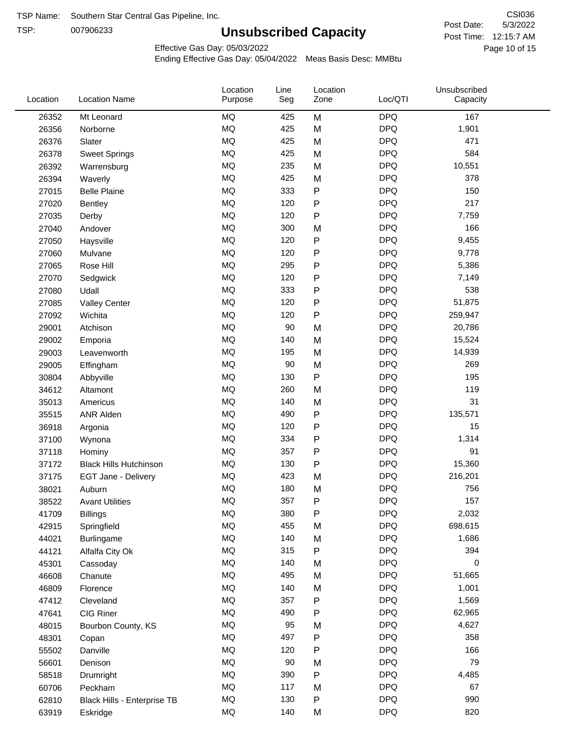TSP Name: Southern Star Central Gas Pipeline, Inc.

TSP: 007906233

# Unsubscribed Capacity

CSI036

Post Date: 5/3/2022

Post Time: 12:15:7 AM

Effective Gas Day: 05/03/2022

Ending Effective Gas Day: 05/04/2022 Meas Basis Desc: MMBtu

| Location | Location Name | Location Purpose | Line Seg | Location Zone | Loc/QTI | Unsubscribed Capacity |
|---|---|---|---|---|---|---|
| 26352 | Mt Leonard | MQ | 425 | M | DPQ | 167 |
| 26356 | Norborne | MQ | 425 | M | DPQ | 1,901 |
| 26376 | Slater | MQ | 425 | M | DPQ | 471 |
| 26378 | Sweet Springs | MQ | 425 | M | DPQ | 584 |
| 26392 | Warrensburg | MQ | 235 | M | DPQ | 10,551 |
| 26394 | Waverly | MQ | 425 | M | DPQ | 378 |
| 27015 | Belle Plaine | MQ | 333 | P | DPQ | 150 |
| 27020 | Bentley | MQ | 120 | P | DPQ | 217 |
| 27035 | Derby | MQ | 120 | P | DPQ | 7,759 |
| 27040 | Andover | MQ | 300 | M | DPQ | 166 |
| 27050 | Haysville | MQ | 120 | P | DPQ | 9,455 |
| 27060 | Mulvane | MQ | 120 | P | DPQ | 9,778 |
| 27065 | Rose Hill | MQ | 295 | P | DPQ | 5,386 |
| 27070 | Sedgwick | MQ | 120 | P | DPQ | 7,149 |
| 27080 | Udall | MQ | 333 | P | DPQ | 538 |
| 27085 | Valley Center | MQ | 120 | P | DPQ | 51,875 |
| 27092 | Wichita | MQ | 120 | P | DPQ | 259,947 |
| 29001 | Atchison | MQ | 90 | M | DPQ | 20,786 |
| 29002 | Emporia | MQ | 140 | M | DPQ | 15,524 |
| 29003 | Leavenworth | MQ | 195 | M | DPQ | 14,939 |
| 29005 | Effingham | MQ | 90 | M | DPQ | 269 |
| 30804 | Abbyville | MQ | 130 | P | DPQ | 195 |
| 34612 | Altamont | MQ | 260 | M | DPQ | 119 |
| 35013 | Americus | MQ | 140 | M | DPQ | 31 |
| 35515 | ANR Alden | MQ | 490 | P | DPQ | 135,571 |
| 36918 | Argonia | MQ | 120 | P | DPQ | 15 |
| 37100 | Wynona | MQ | 334 | P | DPQ | 1,314 |
| 37118 | Hominy | MQ | 357 | P | DPQ | 91 |
| 37172 | Black Hills Hutchinson | MQ | 130 | P | DPQ | 15,360 |
| 37175 | EGT Jane - Delivery | MQ | 423 | M | DPQ | 216,201 |
| 38021 | Auburn | MQ | 180 | M | DPQ | 756 |
| 38522 | Avant Utilities | MQ | 357 | P | DPQ | 157 |
| 41709 | Billings | MQ | 380 | P | DPQ | 2,032 |
| 42915 | Springfield | MQ | 455 | M | DPQ | 698,615 |
| 44021 | Burlingame | MQ | 140 | M | DPQ | 1,686 |
| 44121 | Alfalfa City Ok | MQ | 315 | P | DPQ | 394 |
| 45301 | Cassoday | MQ | 140 | M | DPQ | 0 |
| 46608 | Chanute | MQ | 495 | M | DPQ | 51,665 |
| 46809 | Florence | MQ | 140 | M | DPQ | 1,001 |
| 47412 | Cleveland | MQ | 357 | P | DPQ | 1,569 |
| 47641 | CIG Riner | MQ | 490 | P | DPQ | 62,965 |
| 48015 | Bourbon County, KS | MQ | 95 | M | DPQ | 4,627 |
| 48301 | Copan | MQ | 497 | P | DPQ | 358 |
| 55502 | Danville | MQ | 120 | P | DPQ | 166 |
| 56601 | Denison | MQ | 90 | M | DPQ | 79 |
| 58518 | Drumright | MQ | 390 | P | DPQ | 4,485 |
| 60706 | Peckham | MQ | 117 | M | DPQ | 67 |
| 62810 | Black Hills - Enterprise TB | MQ | 130 | P | DPQ | 990 |
| 63919 | Eskridge | MQ | 140 | M | DPQ | 820 |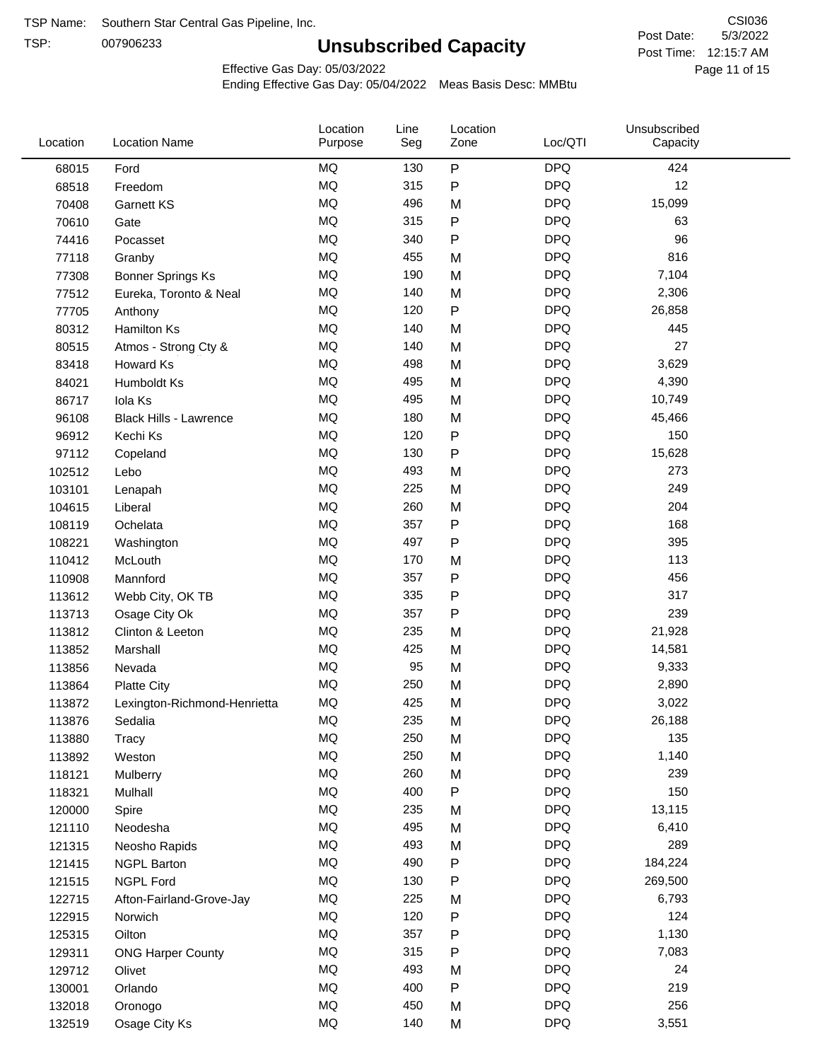TSP Name: Southern Star Central Gas Pipeline, Inc.

TSP: 007906233

# Unsubscribed Capacity

CSI036

Post Date: 5/3/2022

Post Time: 12:15:7 AM

Effective Gas Day: 05/03/2022

Ending Effective Gas Day: 05/04/2022 Meas Basis Desc: MMBtu

| Location | Location Name | Location Purpose | Line Seg | Location Zone | Loc/QTI | Unsubscribed Capacity |
|---|---|---|---|---|---|---|
| 68015 | Ford | MQ | 130 | P | DPQ | 424 |
| 68518 | Freedom | MQ | 315 | P | DPQ | 12 |
| 70408 | Garnett KS | MQ | 496 | M | DPQ | 15,099 |
| 70610 | Gate | MQ | 315 | P | DPQ | 63 |
| 74416 | Pocasset | MQ | 340 | P | DPQ | 96 |
| 77118 | Granby | MQ | 455 | M | DPQ | 816 |
| 77308 | Bonner Springs Ks | MQ | 190 | M | DPQ | 7,104 |
| 77512 | Eureka, Toronto & Neal | MQ | 140 | M | DPQ | 2,306 |
| 77705 | Anthony | MQ | 120 | P | DPQ | 26,858 |
| 80312 | Hamilton Ks | MQ | 140 | M | DPQ | 445 |
| 80515 | Atmos - Strong Cty & | MQ | 140 | M | DPQ | 27 |
| 83418 | Howard Ks | MQ | 498 | M | DPQ | 3,629 |
| 84021 | Humboldt Ks | MQ | 495 | M | DPQ | 4,390 |
| 86717 | Iola Ks | MQ | 495 | M | DPQ | 10,749 |
| 96108 | Black Hills - Lawrence | MQ | 180 | M | DPQ | 45,466 |
| 96912 | Kechi Ks | MQ | 120 | P | DPQ | 150 |
| 97112 | Copeland | MQ | 130 | P | DPQ | 15,628 |
| 102512 | Lebo | MQ | 493 | M | DPQ | 273 |
| 103101 | Lenapah | MQ | 225 | M | DPQ | 249 |
| 104615 | Liberal | MQ | 260 | M | DPQ | 204 |
| 108119 | Ochelata | MQ | 357 | P | DPQ | 168 |
| 108221 | Washington | MQ | 497 | P | DPQ | 395 |
| 110412 | McLouth | MQ | 170 | M | DPQ | 113 |
| 110908 | Mannford | MQ | 357 | P | DPQ | 456 |
| 113612 | Webb City, OK TB | MQ | 335 | P | DPQ | 317 |
| 113713 | Osage City Ok | MQ | 357 | P | DPQ | 239 |
| 113812 | Clinton & Leeton | MQ | 235 | M | DPQ | 21,928 |
| 113852 | Marshall | MQ | 425 | M | DPQ | 14,581 |
| 113856 | Nevada | MQ | 95 | M | DPQ | 9,333 |
| 113864 | Platte City | MQ | 250 | M | DPQ | 2,890 |
| 113872 | Lexington-Richmond-Henrietta | MQ | 425 | M | DPQ | 3,022 |
| 113876 | Sedalia | MQ | 235 | M | DPQ | 26,188 |
| 113880 | Tracy | MQ | 250 | M | DPQ | 135 |
| 113892 | Weston | MQ | 250 | M | DPQ | 1,140 |
| 118121 | Mulberry | MQ | 260 | M | DPQ | 239 |
| 118321 | Mulhall | MQ | 400 | P | DPQ | 150 |
| 120000 | Spire | MQ | 235 | M | DPQ | 13,115 |
| 121110 | Neodesha | MQ | 495 | M | DPQ | 6,410 |
| 121315 | Neosho Rapids | MQ | 493 | M | DPQ | 289 |
| 121415 | NGPL Barton | MQ | 490 | P | DPQ | 184,224 |
| 121515 | NGPL Ford | MQ | 130 | P | DPQ | 269,500 |
| 122715 | Afton-Fairland-Grove-Jay | MQ | 225 | M | DPQ | 6,793 |
| 122915 | Norwich | MQ | 120 | P | DPQ | 124 |
| 125315 | Oilton | MQ | 357 | P | DPQ | 1,130 |
| 129311 | ONG Harper County | MQ | 315 | P | DPQ | 7,083 |
| 129712 | Olivet | MQ | 493 | M | DPQ | 24 |
| 130001 | Orlando | MQ | 400 | P | DPQ | 219 |
| 132018 | Oronogo | MQ | 450 | M | DPQ | 256 |
| 132519 | Osage City Ks | MQ | 140 | M | DPQ | 3,551 |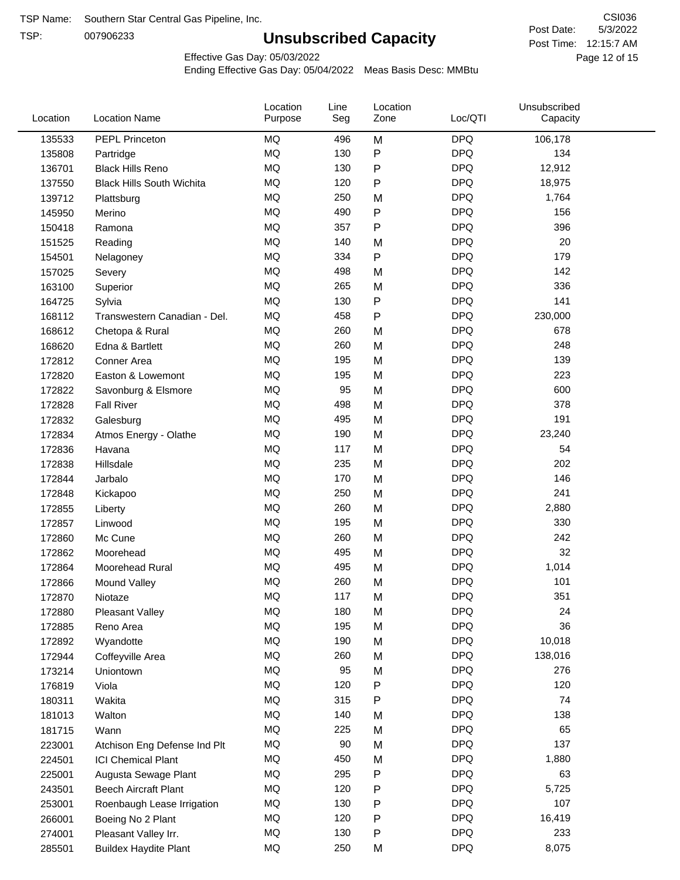TSP Name: Southern Star Central Gas Pipeline, Inc.

TSP: 007906233

# Unsubscribed Capacity

CSI036

Post Date: 5/3/2022

Post Time: 12:15:7 AM

Effective Gas Day: 05/03/2022

Ending Effective Gas Day: 05/04/2022 Meas Basis Desc: MMBtu

| Location | Location Name | Location Purpose | Line Seg | Location Zone | Loc/QTI | Unsubscribed Capacity |
|---|---|---|---|---|---|---|
| 135533 | PEPL Princeton | MQ | 496 | M | DPQ | 106,178 |
| 135808 | Partridge | MQ | 130 | P | DPQ | 134 |
| 136701 | Black Hills Reno | MQ | 130 | P | DPQ | 12,912 |
| 137550 | Black Hills South Wichita | MQ | 120 | P | DPQ | 18,975 |
| 139712 | Plattsburg | MQ | 250 | M | DPQ | 1,764 |
| 145950 | Merino | MQ | 490 | P | DPQ | 156 |
| 150418 | Ramona | MQ | 357 | P | DPQ | 396 |
| 151525 | Reading | MQ | 140 | M | DPQ | 20 |
| 154501 | Nelagoney | MQ | 334 | P | DPQ | 179 |
| 157025 | Severy | MQ | 498 | M | DPQ | 142 |
| 163100 | Superior | MQ | 265 | M | DPQ | 336 |
| 164725 | Sylvia | MQ | 130 | P | DPQ | 141 |
| 168112 | Transwestern Canadian - Del. | MQ | 458 | P | DPQ | 230,000 |
| 168612 | Chetopa & Rural | MQ | 260 | M | DPQ | 678 |
| 168620 | Edna & Bartlett | MQ | 260 | M | DPQ | 248 |
| 172812 | Conner Area | MQ | 195 | M | DPQ | 139 |
| 172820 | Easton & Lowemont | MQ | 195 | M | DPQ | 223 |
| 172822 | Savonburg & Elsmore | MQ | 95 | M | DPQ | 600 |
| 172828 | Fall River | MQ | 498 | M | DPQ | 378 |
| 172832 | Galesburg | MQ | 495 | M | DPQ | 191 |
| 172834 | Atmos Energy - Olathe | MQ | 190 | M | DPQ | 23,240 |
| 172836 | Havana | MQ | 117 | M | DPQ | 54 |
| 172838 | Hillsdale | MQ | 235 | M | DPQ | 202 |
| 172844 | Jarbalo | MQ | 170 | M | DPQ | 146 |
| 172848 | Kickapoo | MQ | 250 | M | DPQ | 241 |
| 172855 | Liberty | MQ | 260 | M | DPQ | 2,880 |
| 172857 | Linwood | MQ | 195 | M | DPQ | 330 |
| 172860 | Mc Cune | MQ | 260 | M | DPQ | 242 |
| 172862 | Moorehead | MQ | 495 | M | DPQ | 32 |
| 172864 | Moorehead Rural | MQ | 495 | M | DPQ | 1,014 |
| 172866 | Mound Valley | MQ | 260 | M | DPQ | 101 |
| 172870 | Niotaze | MQ | 117 | M | DPQ | 351 |
| 172880 | Pleasant Valley | MQ | 180 | M | DPQ | 24 |
| 172885 | Reno Area | MQ | 195 | M | DPQ | 36 |
| 172892 | Wyandotte | MQ | 190 | M | DPQ | 10,018 |
| 172944 | Coffeyville Area | MQ | 260 | M | DPQ | 138,016 |
| 173214 | Uniontown | MQ | 95 | M | DPQ | 276 |
| 176819 | Viola | MQ | 120 | P | DPQ | 120 |
| 180311 | Wakita | MQ | 315 | P | DPQ | 74 |
| 181013 | Walton | MQ | 140 | M | DPQ | 138 |
| 181715 | Wann | MQ | 225 | M | DPQ | 65 |
| 223001 | Atchison Eng Defense Ind Plt | MQ | 90 | M | DPQ | 137 |
| 224501 | ICI Chemical Plant | MQ | 450 | M | DPQ | 1,880 |
| 225001 | Augusta Sewage Plant | MQ | 295 | P | DPQ | 63 |
| 243501 | Beech Aircraft Plant | MQ | 120 | P | DPQ | 5,725 |
| 253001 | Roenbaugh Lease Irrigation | MQ | 130 | P | DPQ | 107 |
| 266001 | Boeing No 2 Plant | MQ | 120 | P | DPQ | 16,419 |
| 274001 | Pleasant Valley Irr. | MQ | 130 | P | DPQ | 233 |
| 285501 | Buildex Haydite Plant | MQ | 250 | M | DPQ | 8,075 |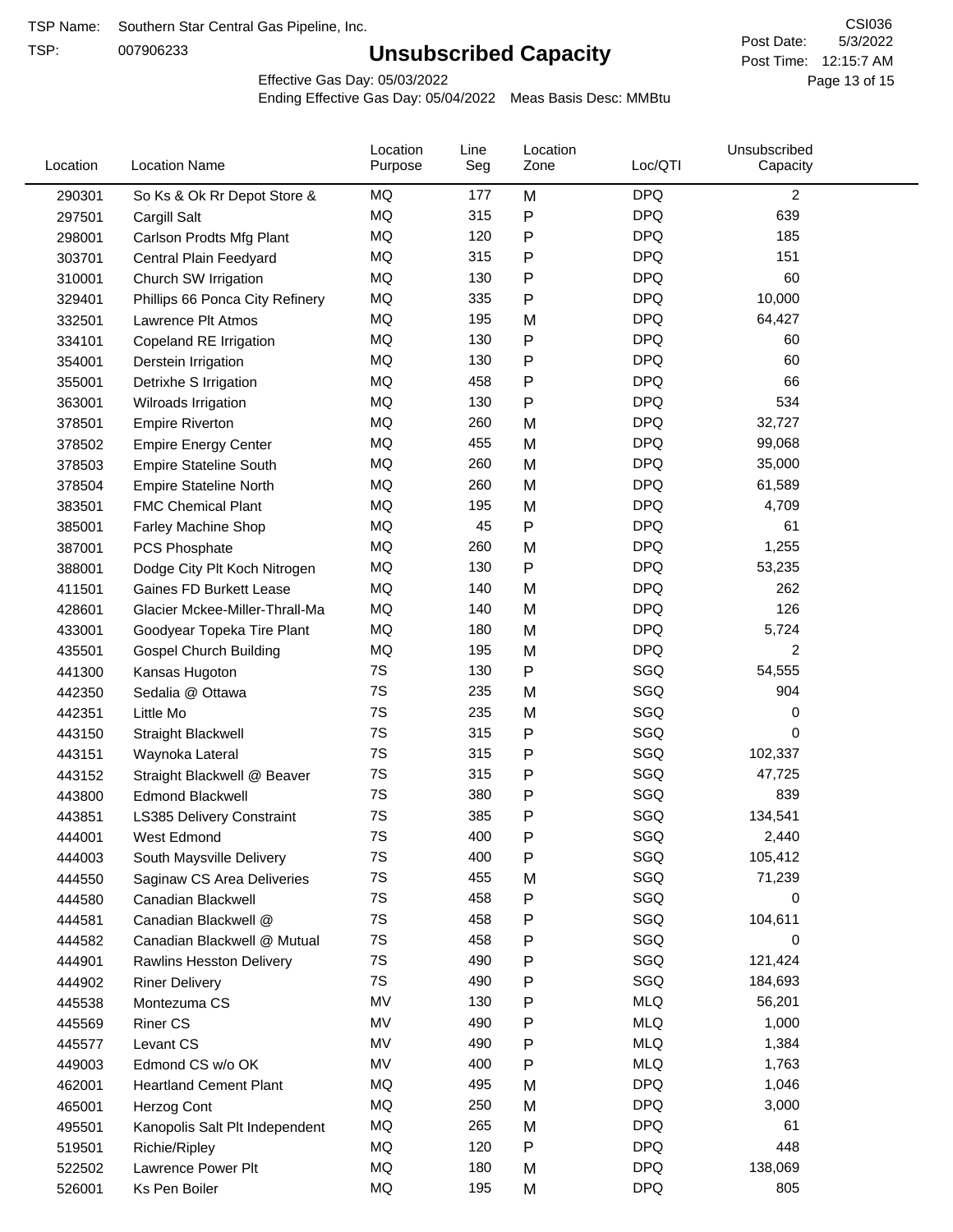TSP Name: Southern Star Central Gas Pipeline, Inc.

TSP: 007906233

# Unsubscribed Capacity

CSI036

Post Date: 5/3/2022

Post Time: 12:15:7 AM

Effective Gas Day: 05/03/2022

Ending Effective Gas Day: 05/04/2022 Meas Basis Desc: MMBtu

| Location | Location Name | Location Purpose | Line Seg | Location Zone | Loc/QTI | Unsubscribed Capacity |
|---|---|---|---|---|---|---|
| 290301 | So Ks & Ok Rr Depot Store & | MQ | 177 | M | DPQ | 2 |
| 297501 | Cargill Salt | MQ | 315 | P | DPQ | 639 |
| 298001 | Carlson Prodts Mfg Plant | MQ | 120 | P | DPQ | 185 |
| 303701 | Central Plain Feedyard | MQ | 315 | P | DPQ | 151 |
| 310001 | Church SW Irrigation | MQ | 130 | P | DPQ | 60 |
| 329401 | Phillips 66 Ponca City Refinery | MQ | 335 | P | DPQ | 10,000 |
| 332501 | Lawrence Plt Atmos | MQ | 195 | M | DPQ | 64,427 |
| 334101 | Copeland RE Irrigation | MQ | 130 | P | DPQ | 60 |
| 354001 | Derstein Irrigation | MQ | 130 | P | DPQ | 60 |
| 355001 | Detrixhe S Irrigation | MQ | 458 | P | DPQ | 66 |
| 363001 | Wilroads Irrigation | MQ | 130 | P | DPQ | 534 |
| 378501 | Empire Riverton | MQ | 260 | M | DPQ | 32,727 |
| 378502 | Empire Energy Center | MQ | 455 | M | DPQ | 99,068 |
| 378503 | Empire Stateline South | MQ | 260 | M | DPQ | 35,000 |
| 378504 | Empire Stateline North | MQ | 260 | M | DPQ | 61,589 |
| 383501 | FMC Chemical Plant | MQ | 195 | M | DPQ | 4,709 |
| 385001 | Farley Machine Shop | MQ | 45 | P | DPQ | 61 |
| 387001 | PCS Phosphate | MQ | 260 | M | DPQ | 1,255 |
| 388001 | Dodge City Plt Koch Nitrogen | MQ | 130 | P | DPQ | 53,235 |
| 411501 | Gaines FD Burkett Lease | MQ | 140 | M | DPQ | 262 |
| 428601 | Glacier Mckee-Miller-Thrall-Ma | MQ | 140 | M | DPQ | 126 |
| 433001 | Goodyear Topeka Tire Plant | MQ | 180 | M | DPQ | 5,724 |
| 435501 | Gospel Church Building | MQ | 195 | M | DPQ | 2 |
| 441300 | Kansas Hugoton | 7S | 130 | P | SGQ | 54,555 |
| 442350 | Sedalia @ Ottawa | 7S | 235 | M | SGQ | 904 |
| 442351 | Little Mo | 7S | 235 | M | SGQ | 0 |
| 443150 | Straight Blackwell | 7S | 315 | P | SGQ | 0 |
| 443151 | Waynoka Lateral | 7S | 315 | P | SGQ | 102,337 |
| 443152 | Straight Blackwell @ Beaver | 7S | 315 | P | SGQ | 47,725 |
| 443800 | Edmond Blackwell | 7S | 380 | P | SGQ | 839 |
| 443851 | LS385 Delivery Constraint | 7S | 385 | P | SGQ | 134,541 |
| 444001 | West Edmond | 7S | 400 | P | SGQ | 2,440 |
| 444003 | South Maysville Delivery | 7S | 400 | P | SGQ | 105,412 |
| 444550 | Saginaw CS Area Deliveries | 7S | 455 | M | SGQ | 71,239 |
| 444580 | Canadian Blackwell | 7S | 458 | P | SGQ | 0 |
| 444581 | Canadian Blackwell @ | 7S | 458 | P | SGQ | 104,611 |
| 444582 | Canadian Blackwell @ Mutual | 7S | 458 | P | SGQ | 0 |
| 444901 | Rawlins Hesston Delivery | 7S | 490 | P | SGQ | 121,424 |
| 444902 | Riner Delivery | 7S | 490 | P | SGQ | 184,693 |
| 445538 | Montezuma CS | MV | 130 | P | MLQ | 56,201 |
| 445569 | Riner CS | MV | 490 | P | MLQ | 1,000 |
| 445577 | Levant CS | MV | 490 | P | MLQ | 1,384 |
| 449003 | Edmond CS w/o OK | MV | 400 | P | MLQ | 1,763 |
| 462001 | Heartland Cement Plant | MQ | 495 | M | DPQ | 1,046 |
| 465001 | Herzog Cont | MQ | 250 | M | DPQ | 3,000 |
| 495501 | Kanopolis Salt Plt Independent | MQ | 265 | M | DPQ | 61 |
| 519501 | Richie/Ripley | MQ | 120 | P | DPQ | 448 |
| 522502 | Lawrence Power Plt | MQ | 180 | M | DPQ | 138,069 |
| 526001 | Ks Pen Boiler | MQ | 195 | M | DPQ | 805 |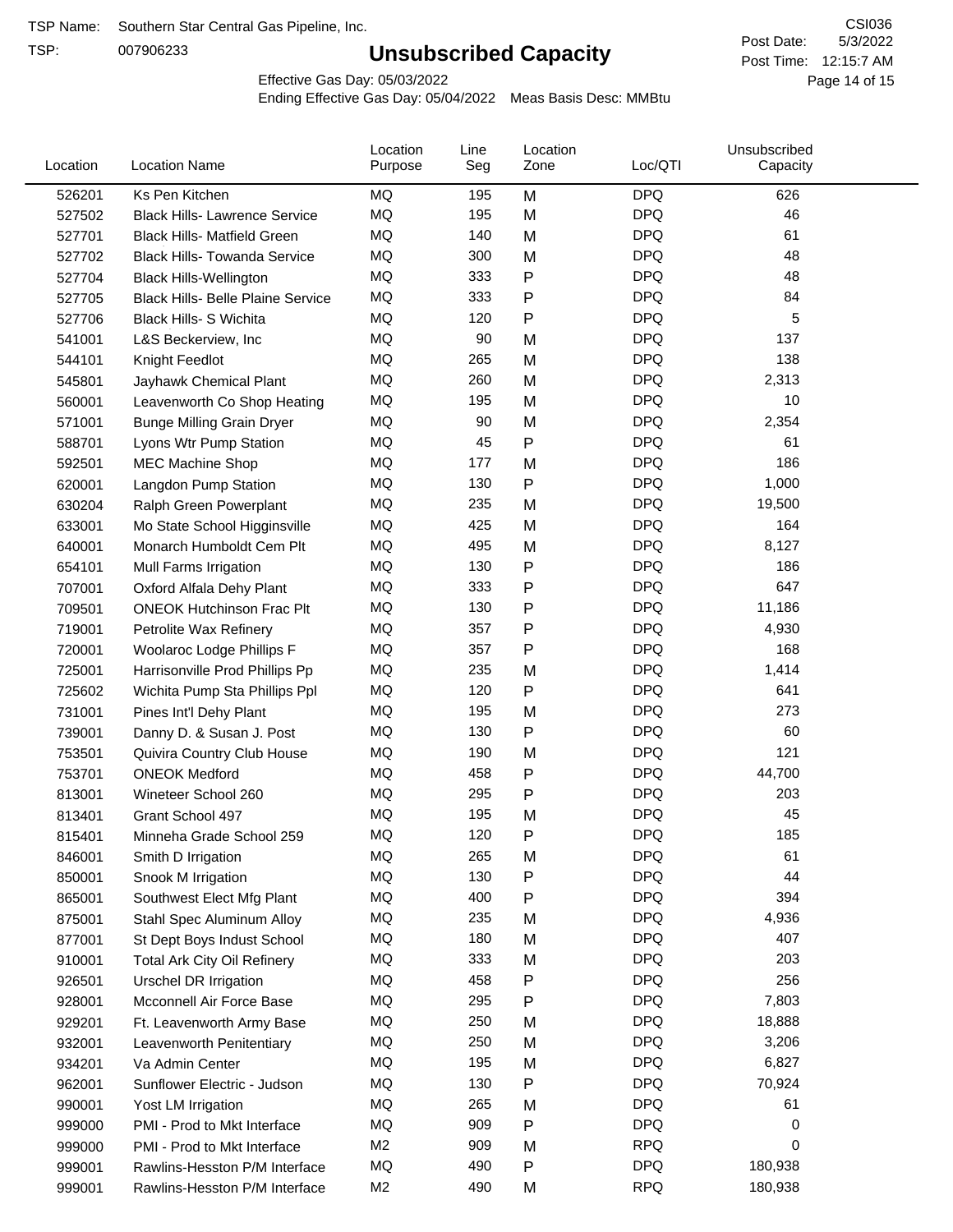TSP Name: Southern Star Central Gas Pipeline, Inc.

TSP: 007906233

# Unsubscribed Capacity

CSI036

Post Date: 5/3/2022

Post Time: 12:15:7 AM

Effective Gas Day: 05/03/2022

Ending Effective Gas Day: 05/04/2022 Meas Basis Desc: MMBtu

| Location | Location Name | Location Purpose | Line Seg | Location Zone | Loc/QTI | Unsubscribed Capacity |
|---|---|---|---|---|---|---|
| 526201 | Ks Pen Kitchen | MQ | 195 | M | DPQ | 626 |
| 527502 | Black Hills- Lawrence Service | MQ | 195 | M | DPQ | 46 |
| 527701 | Black Hills- Matfield Green | MQ | 140 | M | DPQ | 61 |
| 527702 | Black Hills- Towanda Service | MQ | 300 | M | DPQ | 48 |
| 527704 | Black Hills-Wellington | MQ | 333 | P | DPQ | 48 |
| 527705 | Black Hills- Belle Plaine Service | MQ | 333 | P | DPQ | 84 |
| 527706 | Black Hills- S Wichita | MQ | 120 | P | DPQ | 5 |
| 541001 | L&S Beckerview, Inc | MQ | 90 | M | DPQ | 137 |
| 544101 | Knight Feedlot | MQ | 265 | M | DPQ | 138 |
| 545801 | Jayhawk Chemical Plant | MQ | 260 | M | DPQ | 2,313 |
| 560001 | Leavenworth Co Shop Heating | MQ | 195 | M | DPQ | 10 |
| 571001 | Bunge Milling Grain Dryer | MQ | 90 | M | DPQ | 2,354 |
| 588701 | Lyons Wtr Pump Station | MQ | 45 | P | DPQ | 61 |
| 592501 | MEC Machine Shop | MQ | 177 | M | DPQ | 186 |
| 620001 | Langdon Pump Station | MQ | 130 | P | DPQ | 1,000 |
| 630204 | Ralph Green Powerplant | MQ | 235 | M | DPQ | 19,500 |
| 633001 | Mo State School Higginsville | MQ | 425 | M | DPQ | 164 |
| 640001 | Monarch Humboldt Cem Plt | MQ | 495 | M | DPQ | 8,127 |
| 654101 | Mull Farms Irrigation | MQ | 130 | P | DPQ | 186 |
| 707001 | Oxford Alfala Dehy Plant | MQ | 333 | P | DPQ | 647 |
| 709501 | ONEOK Hutchinson Frac Plt | MQ | 130 | P | DPQ | 11,186 |
| 719001 | Petrolite Wax Refinery | MQ | 357 | P | DPQ | 4,930 |
| 720001 | Woolaroc Lodge Phillips F | MQ | 357 | P | DPQ | 168 |
| 725001 | Harrisonville Prod Phillips Pp | MQ | 235 | M | DPQ | 1,414 |
| 725602 | Wichita Pump Sta Phillips Ppl | MQ | 120 | P | DPQ | 641 |
| 731001 | Pines Int'l Dehy Plant | MQ | 195 | M | DPQ | 273 |
| 739001 | Danny D. & Susan J. Post | MQ | 130 | P | DPQ | 60 |
| 753501 | Quivira Country Club House | MQ | 190 | M | DPQ | 121 |
| 753701 | ONEOK Medford | MQ | 458 | P | DPQ | 44,700 |
| 813001 | Wineteer School 260 | MQ | 295 | P | DPQ | 203 |
| 813401 | Grant School 497 | MQ | 195 | M | DPQ | 45 |
| 815401 | Minneha Grade School 259 | MQ | 120 | P | DPQ | 185 |
| 846001 | Smith D Irrigation | MQ | 265 | M | DPQ | 61 |
| 850001 | Snook M Irrigation | MQ | 130 | P | DPQ | 44 |
| 865001 | Southwest Elect Mfg Plant | MQ | 400 | P | DPQ | 394 |
| 875001 | Stahl Spec Aluminum Alloy | MQ | 235 | M | DPQ | 4,936 |
| 877001 | St Dept Boys Indust School | MQ | 180 | M | DPQ | 407 |
| 910001 | Total Ark City Oil Refinery | MQ | 333 | M | DPQ | 203 |
| 926501 | Urschel DR Irrigation | MQ | 458 | P | DPQ | 256 |
| 928001 | Mcconnell Air Force Base | MQ | 295 | P | DPQ | 7,803 |
| 929201 | Ft. Leavenworth Army Base | MQ | 250 | M | DPQ | 18,888 |
| 932001 | Leavenworth Penitentiary | MQ | 250 | M | DPQ | 3,206 |
| 934201 | Va Admin Center | MQ | 195 | M | DPQ | 6,827 |
| 962001 | Sunflower Electric - Judson | MQ | 130 | P | DPQ | 70,924 |
| 990001 | Yost LM Irrigation | MQ | 265 | M | DPQ | 61 |
| 999000 | PMI - Prod to Mkt Interface | MQ | 909 | P | DPQ | 0 |
| 999000 | PMI - Prod to Mkt Interface | M2 | 909 | M | RPQ | 0 |
| 999001 | Rawlins-Hesston P/M Interface | MQ | 490 | P | DPQ | 180,938 |
| 999001 | Rawlins-Hesston P/M Interface | M2 | 490 | M | RPQ | 180,938 |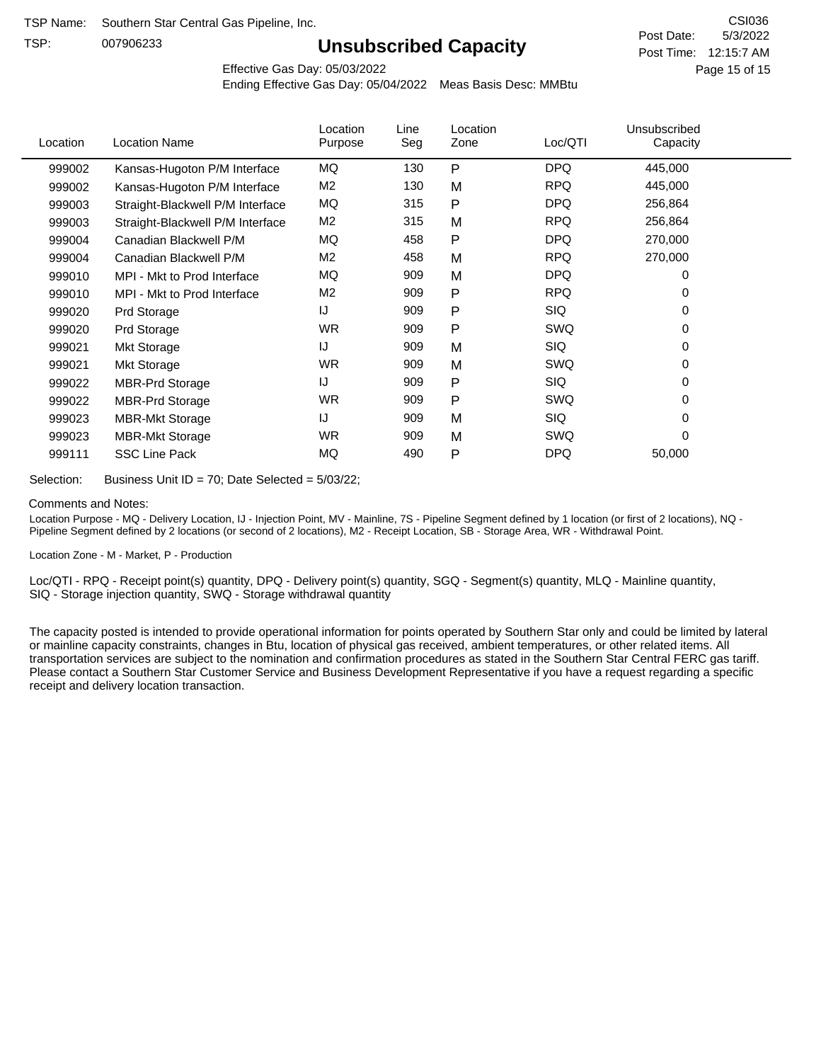TSP Name: Southern Star Central Gas Pipeline, Inc.

TSP: 007906233

# Unsubscribed Capacity

CSI036

Post Date: 5/3/2022

Post Time: 12:15:7 AM

Effective Gas Day: 05/03/2022

Ending Effective Gas Day: 05/04/2022 Meas Basis Desc: MMBtu

| Location | Location Name | Location Purpose | Line Seg | Location Zone | Loc/QTI | Unsubscribed Capacity |
|---|---|---|---|---|---|---|
| 999002 | Kansas-Hugoton P/M Interface | MQ | 130 | P | DPQ | 445,000 |
| 999002 | Kansas-Hugoton P/M Interface | M2 | 130 | M | RPQ | 445,000 |
| 999003 | Straight-Blackwell P/M Interface | MQ | 315 | P | DPQ | 256,864 |
| 999003 | Straight-Blackwell P/M Interface | M2 | 315 | M | RPQ | 256,864 |
| 999004 | Canadian Blackwell P/M | MQ | 458 | P | DPQ | 270,000 |
| 999004 | Canadian Blackwell P/M | M2 | 458 | M | RPQ | 270,000 |
| 999010 | MPI - Mkt to Prod Interface | MQ | 909 | M | DPQ | 0 |
| 999010 | MPI - Mkt to Prod Interface | M2 | 909 | P | RPQ | 0 |
| 999020 | Prd Storage | IJ | 909 | P | SIQ | 0 |
| 999020 | Prd Storage | WR | 909 | P | SWQ | 0 |
| 999021 | Mkt Storage | IJ | 909 | M | SIQ | 0 |
| 999021 | Mkt Storage | WR | 909 | M | SWQ | 0 |
| 999022 | MBR-Prd Storage | IJ | 909 | P | SIQ | 0 |
| 999022 | MBR-Prd Storage | WR | 909 | P | SWQ | 0 |
| 999023 | MBR-Mkt Storage | IJ | 909 | M | SIQ | 0 |
| 999023 | MBR-Mkt Storage | WR | 909 | M | SWQ | 0 |
| 999111 | SSC Line Pack | MQ | 490 | P | DPQ | 50,000 |

Selection: Business Unit ID = 70; Date Selected = 5/03/22;

Comments and Notes:

Location Purpose - MQ - Delivery Location, IJ - Injection Point, MV - Mainline, 7S - Pipeline Segment defined by 1 location (or first of 2 locations), NQ - Pipeline Segment defined by 2 locations (or second of 2 locations), M2 - Receipt Location, SB - Storage Area, WR - Withdrawal Point.

Location Zone - M - Market, P - Production

Loc/QTI - RPQ - Receipt point(s) quantity, DPQ - Delivery point(s) quantity, SGQ - Segment(s) quantity, MLQ - Mainline quantity, SIQ - Storage injection quantity, SWQ - Storage withdrawal quantity

The capacity posted is intended to provide operational information for points operated by Southern Star only and could be limited by lateral or mainline capacity constraints, changes in Btu, location of physical gas received, ambient temperatures, or other related items. All transportation services are subject to the nomination and confirmation procedures as stated in the Southern Star Central FERC gas tariff. Please contact a Southern Star Customer Service and Business Development Representative if you have a request regarding a specific receipt and delivery location transaction.